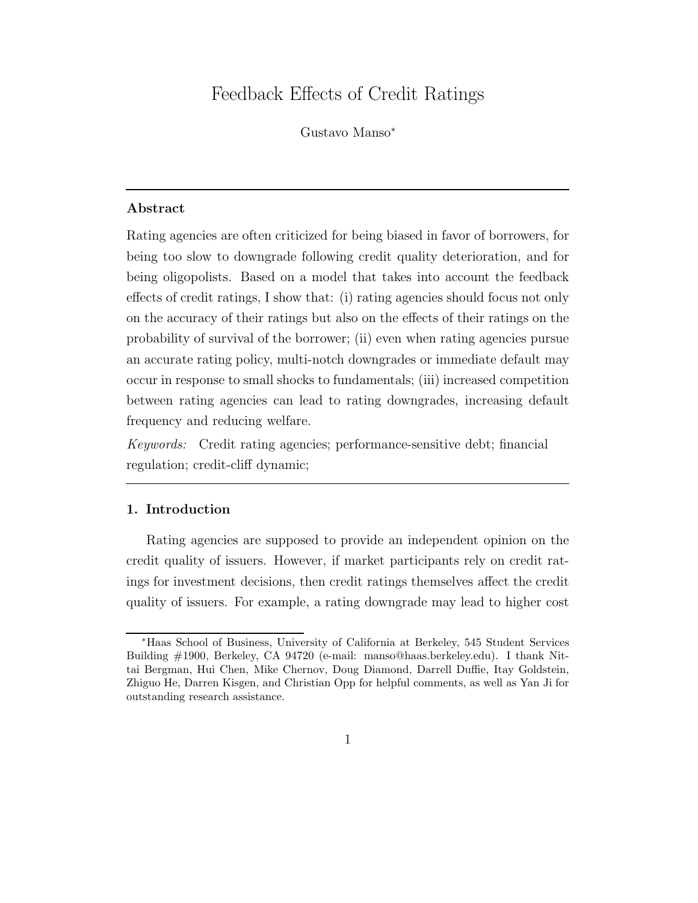# Feedback Effects of Credit Ratings

Gustavo Manso*

---

### Abstract

Rating agencies are often criticized for being biased in favor of borrowers, for being too slow to downgrade following credit quality deterioration, and for being oligopolists. Based on a model that takes into account the feedback effects of credit ratings, I show that: (i) rating agencies should focus not only on the accuracy of their ratings but also on the effects of their ratings on the probability of survival of the borrower; (ii) even when rating agencies pursue an accurate rating policy, multi-notch downgrades or immediate default may occur in response to small shocks to fundamentals; (iii) increased competition between rating agencies can lead to rating downgrades, increasing default frequency and reducing welfare.

*Keywords:* Credit rating agencies; performance-sensitive debt; financial regulation; credit-cliff dynamic;

---

## 1. Introduction

Rating agencies are supposed to provide an independent opinion on the credit quality of issuers. However, if market participants rely on credit ratings for investment decisions, then credit ratings themselves affect the credit quality of issuers. For example, a rating downgrade may lead to higher cost

---

*Haas School of Business, University of California at Berkeley, 545 Student Services Building #1900, Berkeley, CA 94720 (e-mail: manso@haas.berkeley.edu). I thank Nittai Bergman, Hui Chen, Mike Chernov, Doug Diamond, Darrell Duffie, Itay Goldstein, Zhiguo He, Darren Kisgen, and Christian Opp for helpful comments, as well as Yan Ji for outstanding research assistance.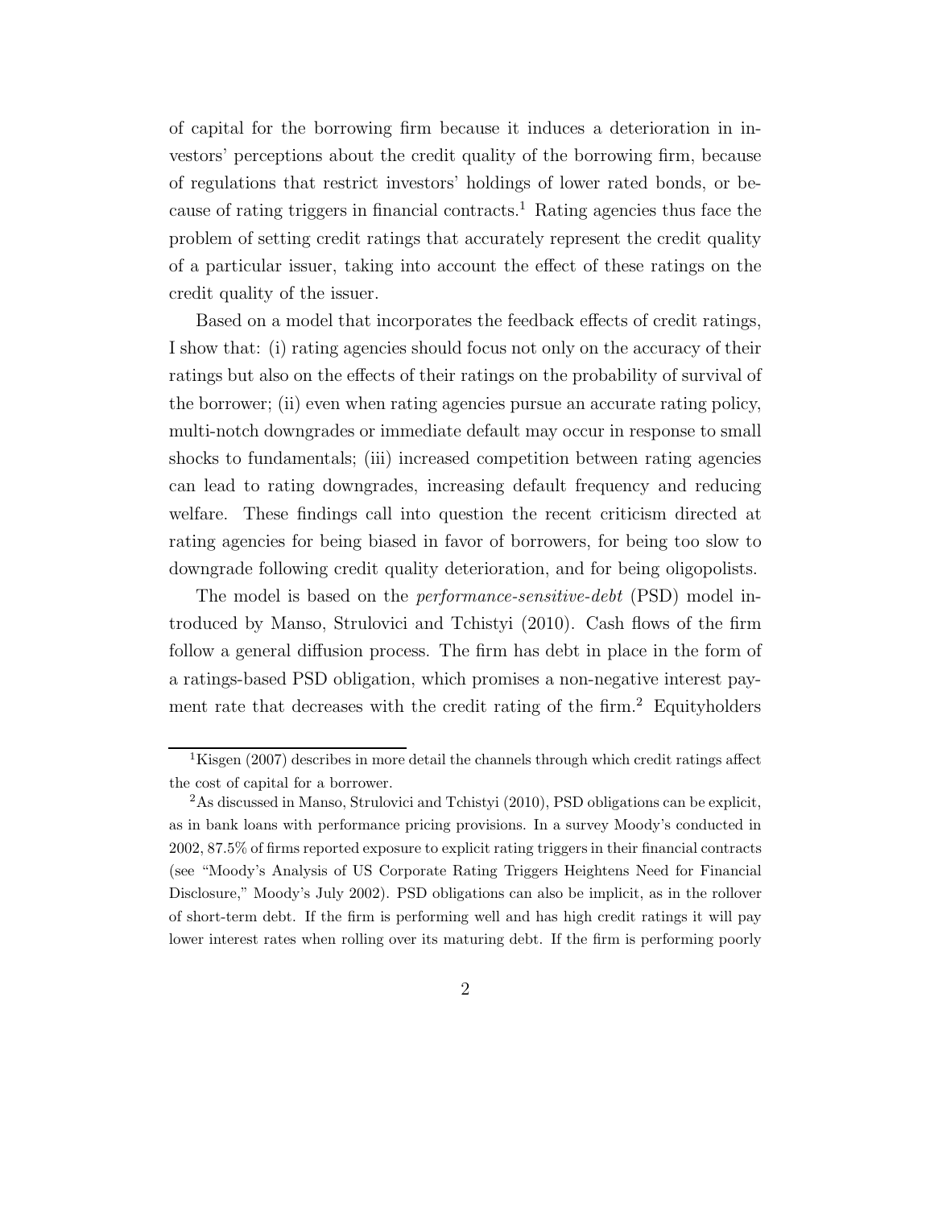of capital for the borrowing firm because it induces a deterioration in investors' perceptions about the credit quality of the borrowing firm, because of regulations that restrict investors' holdings of lower rated bonds, or because of rating triggers in financial contracts.[1] Rating agencies thus face the problem of setting credit ratings that accurately represent the credit quality of a particular issuer, taking into account the effect of these ratings on the credit quality of the issuer.

Based on a model that incorporates the feedback effects of credit ratings, I show that: (i) rating agencies should focus not only on the accuracy of their ratings but also on the effects of their ratings on the probability of survival of the borrower; (ii) even when rating agencies pursue an accurate rating policy, multi-notch downgrades or immediate default may occur in response to small shocks to fundamentals; (iii) increased competition between rating agencies can lead to rating downgrades, increasing default frequency and reducing welfare. These findings call into question the recent criticism directed at rating agencies for being biased in favor of borrowers, for being too slow to downgrade following credit quality deterioration, and for being oligopolists.

The model is based on the *performance-sensitive-debt* (PSD) model introduced by Manso, Strulovici and Tchistyi (2010). Cash flows of the firm follow a general diffusion process. The firm has debt in place in the form of a ratings-based PSD obligation, which promises a non-negative interest payment rate that decreases with the credit rating of the firm.[2] Equityholders

[1] Kisgen (2007) describes in more detail the channels through which credit ratings affect the cost of capital for a borrower.

[2] As discussed in Manso, Strulovici and Tchistyi (2010), PSD obligations can be explicit, as in bank loans with performance pricing provisions. In a survey Moody's conducted in 2002, 87.5% of firms reported exposure to explicit rating triggers in their financial contracts (see "Moody's Analysis of US Corporate Rating Triggers Heightens Need for Financial Disclosure," Moody's July 2002). PSD obligations can also be implicit, as in the rollover of short-term debt. If the firm is performing well and has high credit ratings it will pay lower interest rates when rolling over its maturing debt. If the firm is performing poorly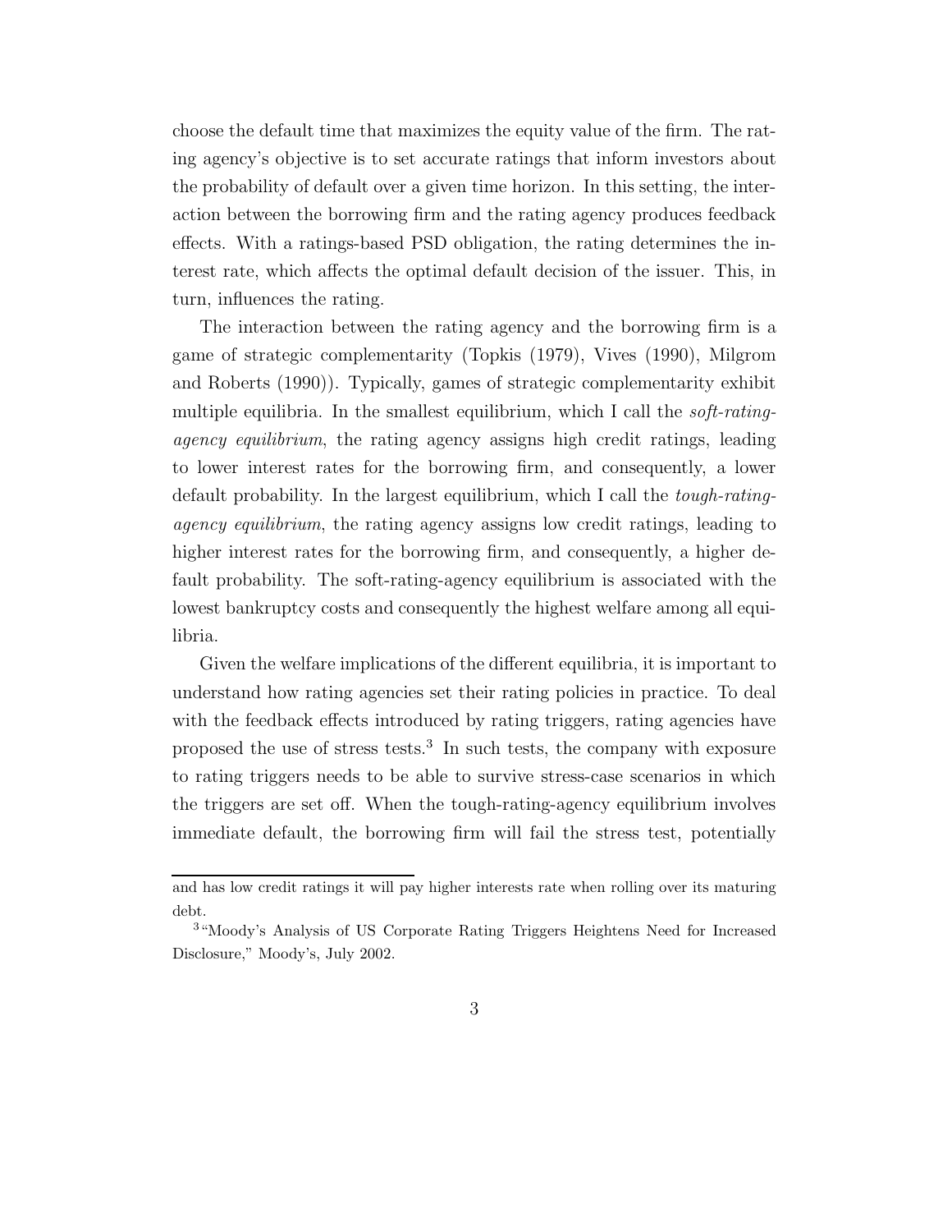choose the default time that maximizes the equity value of the firm. The rating agency's objective is to set accurate ratings that inform investors about the probability of default over a given time horizon. In this setting, the interaction between the borrowing firm and the rating agency produces feedback effects. With a ratings-based PSD obligation, the rating determines the interest rate, which affects the optimal default decision of the issuer. This, in turn, influences the rating.

The interaction between the rating agency and the borrowing firm is a game of strategic complementarity (Topkis (1979), Vives (1990), Milgrom and Roberts (1990)). Typically, games of strategic complementarity exhibit multiple equilibria. In the smallest equilibrium, which I call the *soft-rating-agency equilibrium*, the rating agency assigns high credit ratings, leading to lower interest rates for the borrowing firm, and consequently, a lower default probability. In the largest equilibrium, which I call the *tough-rating-agency equilibrium*, the rating agency assigns low credit ratings, leading to higher interest rates for the borrowing firm, and consequently, a higher default probability. The soft-rating-agency equilibrium is associated with the lowest bankruptcy costs and consequently the highest welfare among all equilibria.

Given the welfare implications of the different equilibria, it is important to understand how rating agencies set their rating policies in practice. To deal with the feedback effects introduced by rating triggers, rating agencies have proposed the use of stress tests.[3] In such tests, the company with exposure to rating triggers needs to be able to survive stress-case scenarios in which the triggers are set off. When the tough-rating-agency equilibrium involves immediate default, the borrowing firm will fail the stress test, potentially

---

and has low credit ratings it will pay higher interests rate when rolling over its maturing debt.

[3] "Moody's Analysis of US Corporate Rating Triggers Heightens Need for Increased Disclosure," Moody's, July 2002.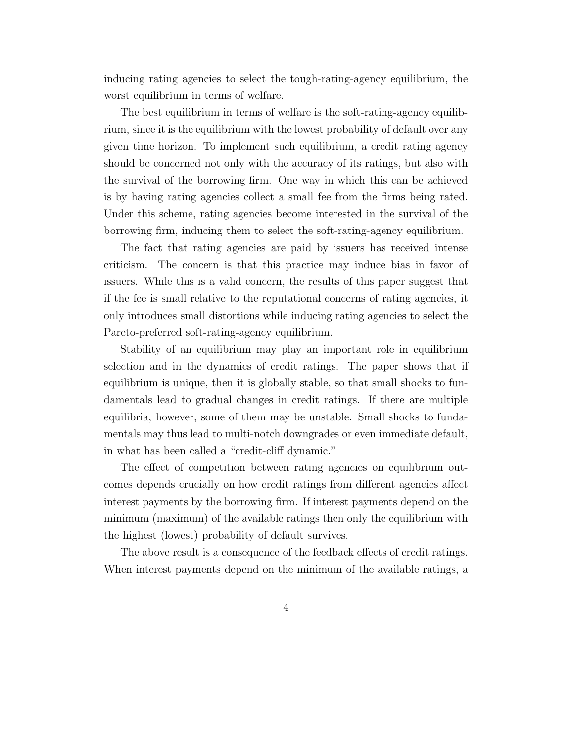inducing rating agencies to select the tough-rating-agency equilibrium, the worst equilibrium in terms of welfare.

The best equilibrium in terms of welfare is the soft-rating-agency equilibrium, since it is the equilibrium with the lowest probability of default over any given time horizon. To implement such equilibrium, a credit rating agency should be concerned not only with the accuracy of its ratings, but also with the survival of the borrowing firm. One way in which this can be achieved is by having rating agencies collect a small fee from the firms being rated. Under this scheme, rating agencies become interested in the survival of the borrowing firm, inducing them to select the soft-rating-agency equilibrium.

The fact that rating agencies are paid by issuers has received intense criticism. The concern is that this practice may induce bias in favor of issuers. While this is a valid concern, the results of this paper suggest that if the fee is small relative to the reputational concerns of rating agencies, it only introduces small distortions while inducing rating agencies to select the Pareto-preferred soft-rating-agency equilibrium.

Stability of an equilibrium may play an important role in equilibrium selection and in the dynamics of credit ratings. The paper shows that if equilibrium is unique, then it is globally stable, so that small shocks to fundamentals lead to gradual changes in credit ratings. If there are multiple equilibria, however, some of them may be unstable. Small shocks to fundamentals may thus lead to multi-notch downgrades or even immediate default, in what has been called a "credit-cliff dynamic."

The effect of competition between rating agencies on equilibrium outcomes depends crucially on how credit ratings from different agencies affect interest payments by the borrowing firm. If interest payments depend on the minimum (maximum) of the available ratings then only the equilibrium with the highest (lowest) probability of default survives.

The above result is a consequence of the feedback effects of credit ratings. When interest payments depend on the minimum of the available ratings, a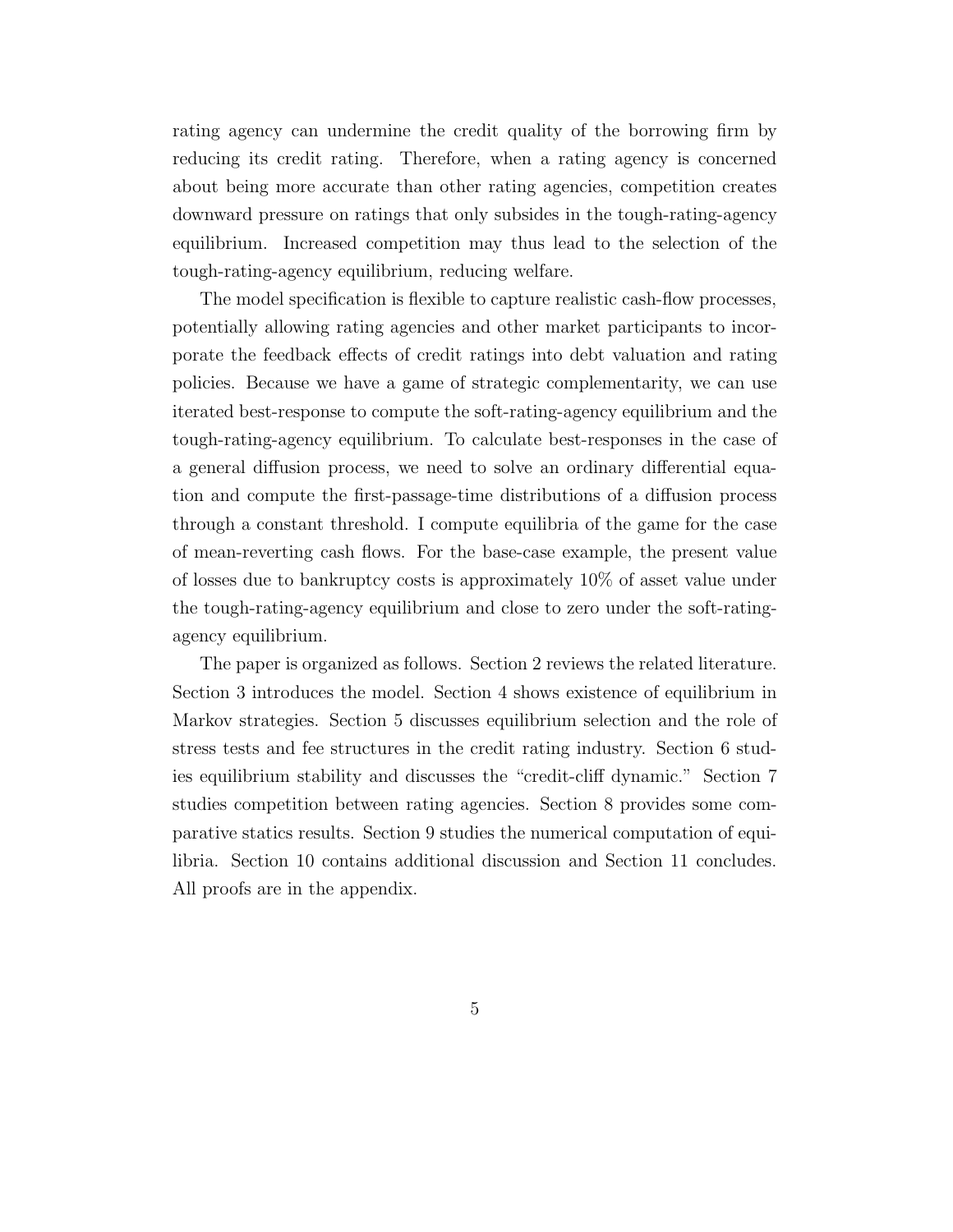rating agency can undermine the credit quality of the borrowing firm by reducing its credit rating. Therefore, when a rating agency is concerned about being more accurate than other rating agencies, competition creates downward pressure on ratings that only subsides in the tough-rating-agency equilibrium. Increased competition may thus lead to the selection of the tough-rating-agency equilibrium, reducing welfare.

The model specification is flexible to capture realistic cash-flow processes, potentially allowing rating agencies and other market participants to incorporate the feedback effects of credit ratings into debt valuation and rating policies. Because we have a game of strategic complementarity, we can use iterated best-response to compute the soft-rating-agency equilibrium and the tough-rating-agency equilibrium. To calculate best-responses in the case of a general diffusion process, we need to solve an ordinary differential equation and compute the first-passage-time distributions of a diffusion process through a constant threshold. I compute equilibria of the game for the case of mean-reverting cash flows. For the base-case example, the present value of losses due to bankruptcy costs is approximately 10% of asset value under the tough-rating-agency equilibrium and close to zero under the soft-rating-agency equilibrium.

The paper is organized as follows. Section 2 reviews the related literature. Section 3 introduces the model. Section 4 shows existence of equilibrium in Markov strategies. Section 5 discusses equilibrium selection and the role of stress tests and fee structures in the credit rating industry. Section 6 studies equilibrium stability and discusses the "credit-cliff dynamic." Section 7 studies competition between rating agencies. Section 8 provides some comparative statics results. Section 9 studies the numerical computation of equilibria. Section 10 contains additional discussion and Section 11 concludes. All proofs are in the appendix.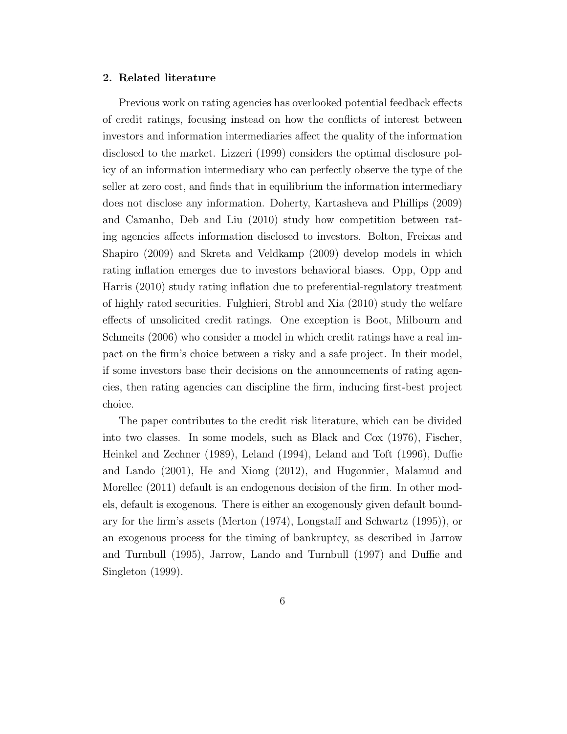## 2. Related literature

Previous work on rating agencies has overlooked potential feedback effects of credit ratings, focusing instead on how the conflicts of interest between investors and information intermediaries affect the quality of the information disclosed to the market. Lizzeri (1999) considers the optimal disclosure policy of an information intermediary who can perfectly observe the type of the seller at zero cost, and finds that in equilibrium the information intermediary does not disclose any information. Doherty, Kartasheva and Phillips (2009) and Camanho, Deb and Liu (2010) study how competition between rating agencies affects information disclosed to investors. Bolton, Freixas and Shapiro (2009) and Skreta and Veldkamp (2009) develop models in which rating inflation emerges due to investors behavioral biases. Opp, Opp and Harris (2010) study rating inflation due to preferential-regulatory treatment of highly rated securities. Fulghieri, Strobl and Xia (2010) study the welfare effects of unsolicited credit ratings. One exception is Boot, Milbourn and Schmeits (2006) who consider a model in which credit ratings have a real impact on the firm's choice between a risky and a safe project. In their model, if some investors base their decisions on the announcements of rating agencies, then rating agencies can discipline the firm, inducing first-best project choice.

The paper contributes to the credit risk literature, which can be divided into two classes. In some models, such as Black and Cox (1976), Fischer, Heinkel and Zechner (1989), Leland (1994), Leland and Toft (1996), Duffie and Lando (2001), He and Xiong (2012), and Hugonnier, Malamud and Morellec (2011) default is an endogenous decision of the firm. In other models, default is exogenous. There is either an exogenously given default boundary for the firm's assets (Merton (1974), Longstaff and Schwartz (1995)), or an exogenous process for the timing of bankruptcy, as described in Jarrow and Turnbull (1995), Jarrow, Lando and Turnbull (1997) and Duffie and Singleton (1999).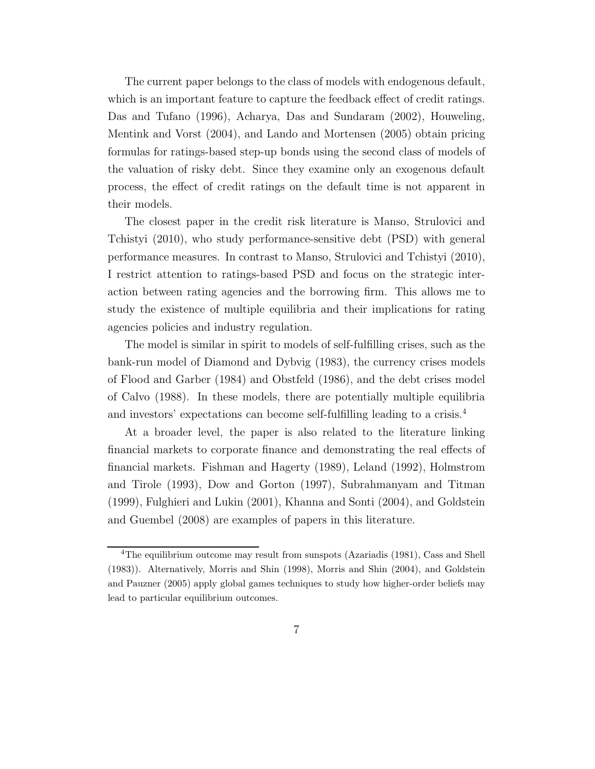The current paper belongs to the class of models with endogenous default, which is an important feature to capture the feedback effect of credit ratings. Das and Tufano (1996), Acharya, Das and Sundaram (2002), Houweling, Mentink and Vorst (2004), and Lando and Mortensen (2005) obtain pricing formulas for ratings-based step-up bonds using the second class of models of the valuation of risky debt. Since they examine only an exogenous default process, the effect of credit ratings on the default time is not apparent in their models.

The closest paper in the credit risk literature is Manso, Strulovici and Tchistyi (2010), who study performance-sensitive debt (PSD) with general performance measures. In contrast to Manso, Strulovici and Tchistyi (2010), I restrict attention to ratings-based PSD and focus on the strategic interaction between rating agencies and the borrowing firm. This allows me to study the existence of multiple equilibria and their implications for rating agencies policies and industry regulation.

The model is similar in spirit to models of self-fulfilling crises, such as the bank-run model of Diamond and Dybvig (1983), the currency crises models of Flood and Garber (1984) and Obstfeld (1986), and the debt crises model of Calvo (1988). In these models, there are potentially multiple equilibria and investors' expectations can become self-fulfilling leading to a crisis.[4]

At a broader level, the paper is also related to the literature linking financial markets to corporate finance and demonstrating the real effects of financial markets. Fishman and Hagerty (1989), Leland (1992), Holmstrom and Tirole (1993), Dow and Gorton (1997), Subrahmanyam and Titman (1999), Fulghieri and Lukin (2001), Khanna and Sonti (2004), and Goldstein and Guembel (2008) are examples of papers in this literature.

---

[4] The equilibrium outcome may result from sunspots (Azariadis (1981), Cass and Shell (1983)). Alternatively, Morris and Shin (1998), Morris and Shin (2004), and Goldstein and Pauzner (2005) apply global games techniques to study how higher-order beliefs may lead to particular equilibrium outcomes.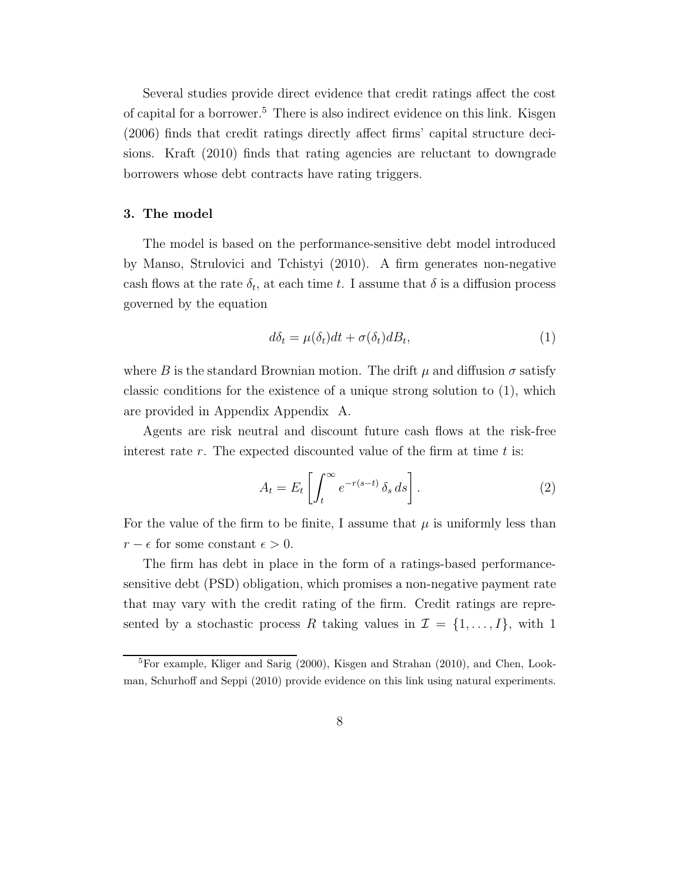Several studies provide direct evidence that credit ratings affect the cost of capital for a borrower.[5] There is also indirect evidence on this link. Kisgen (2006) finds that credit ratings directly affect firms' capital structure decisions. Kraft (2010) finds that rating agencies are reluctant to downgrade borrowers whose debt contracts have rating triggers.

## 3. The model

The model is based on the performance-sensitive debt model introduced by Manso, Strulovici and Tchistyi (2010). A firm generates non-negative cash flows at the rate $\delta_t$, at each time $t$. I assume that $\delta$ is a diffusion process governed by the equation

$$d\delta_t = \mu(\delta_t)dt + \sigma(\delta_t)dB_t, \tag{1}$$

where $B$ is the standard Brownian motion. The drift $\mu$ and diffusion $\sigma$ satisfy classic conditions for the existence of a unique strong solution to (1), which are provided in Appendix Appendix A.

Agents are risk neutral and discount future cash flows at the risk-free interest rate $r$. The expected discounted value of the firm at time $t$ is:

$$A_t = E_t \left[ \int_t^\infty e^{-r(s-t)} \, \delta_s \, ds \right]. \tag{2}$$

For the value of the firm to be finite, I assume that $\mu$ is uniformly less than $r - \epsilon$ for some constant $\epsilon > 0$.

The firm has debt in place in the form of a ratings-based performance-sensitive debt (PSD) obligation, which promises a non-negative payment rate that may vary with the credit rating of the firm. Credit ratings are represented by a stochastic process $R$ taking values in $\mathcal{I} = \{1, \ldots, I\}$, with 1

[5]For example, Kliger and Sarig (2000), Kisgen and Strahan (2010), and Chen, Lookman, Schurhoff and Seppi (2010) provide evidence on this link using natural experiments.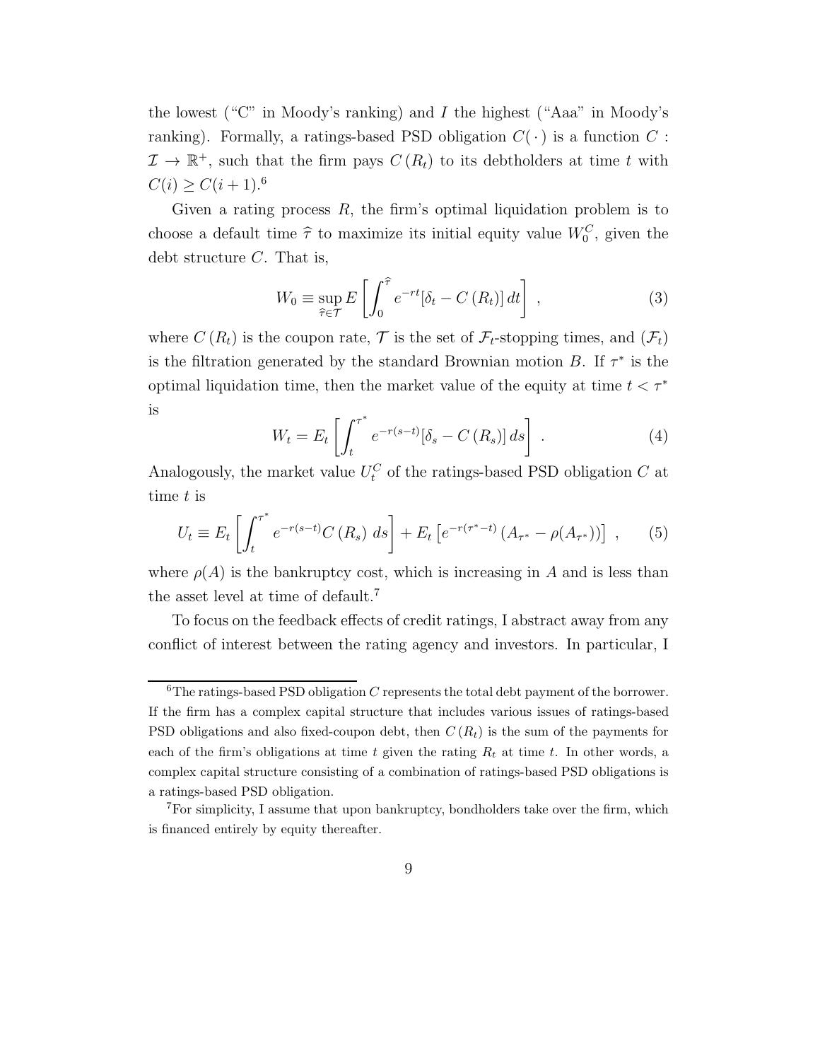the lowest ("C" in Moody's ranking) and $I$ the highest ("Aaa" in Moody's ranking). Formally, a ratings-based PSD obligation $C(\cdot)$ is a function $C : \mathcal{I} \to \mathbb{R}^+$, such that the firm pays $C(R_t)$ to its debtholders at time $t$ with $C(i) \geq C(i+1)$.[6]

Given a rating process $R$, the firm's optimal liquidation problem is to choose a default time $\widehat{\tau}$ to maximize its initial equity value $W_0^C$, given the debt structure $C$. That is,

$$W_0 \equiv \sup_{\widehat{\tau} \in \mathcal{T}} E\left[\int_0^{\widehat{\tau}} e^{-rt}[\delta_t - C(R_t)]\, dt\right] \ , \tag{3}$$

where $C(R_t)$ is the coupon rate, $\mathcal{T}$ is the set of $\mathcal{F}_t$-stopping times, and $(\mathcal{F}_t)$ is the filtration generated by the standard Brownian motion $B$. If $\tau^*$ is the optimal liquidation time, then the market value of the equity at time $t < \tau^*$ is

$$W_t = E_t\left[\int_t^{\tau^*} e^{-r(s-t)}[\delta_s - C(R_s)]\, ds\right] \ . \tag{4}$$

Analogously, the market value $U_t^C$ of the ratings-based PSD obligation $C$ at time $t$ is

$$U_t \equiv E_t\left[\int_t^{\tau^*} e^{-r(s-t)} C(R_s)\ ds\right] + E_t\left[e^{-r(\tau^*-t)}\left(A_{\tau^*} - \rho(A_{\tau^*})\right)\right] \ , \tag{5}$$

where $\rho(A)$ is the bankruptcy cost, which is increasing in $A$ and is less than the asset level at time of default.[7]

To focus on the feedback effects of credit ratings, I abstract away from any conflict of interest between the rating agency and investors. In particular, I

---

[6] The ratings-based PSD obligation $C$ represents the total debt payment of the borrower. If the firm has a complex capital structure that includes various issues of ratings-based PSD obligations and also fixed-coupon debt, then $C(R_t)$ is the sum of the payments for each of the firm's obligations at time $t$ given the rating $R_t$ at time $t$. In other words, a complex capital structure consisting of a combination of ratings-based PSD obligations is a ratings-based PSD obligation.

[7] For simplicity, I assume that upon bankruptcy, bondholders take over the firm, which is financed entirely by equity thereafter.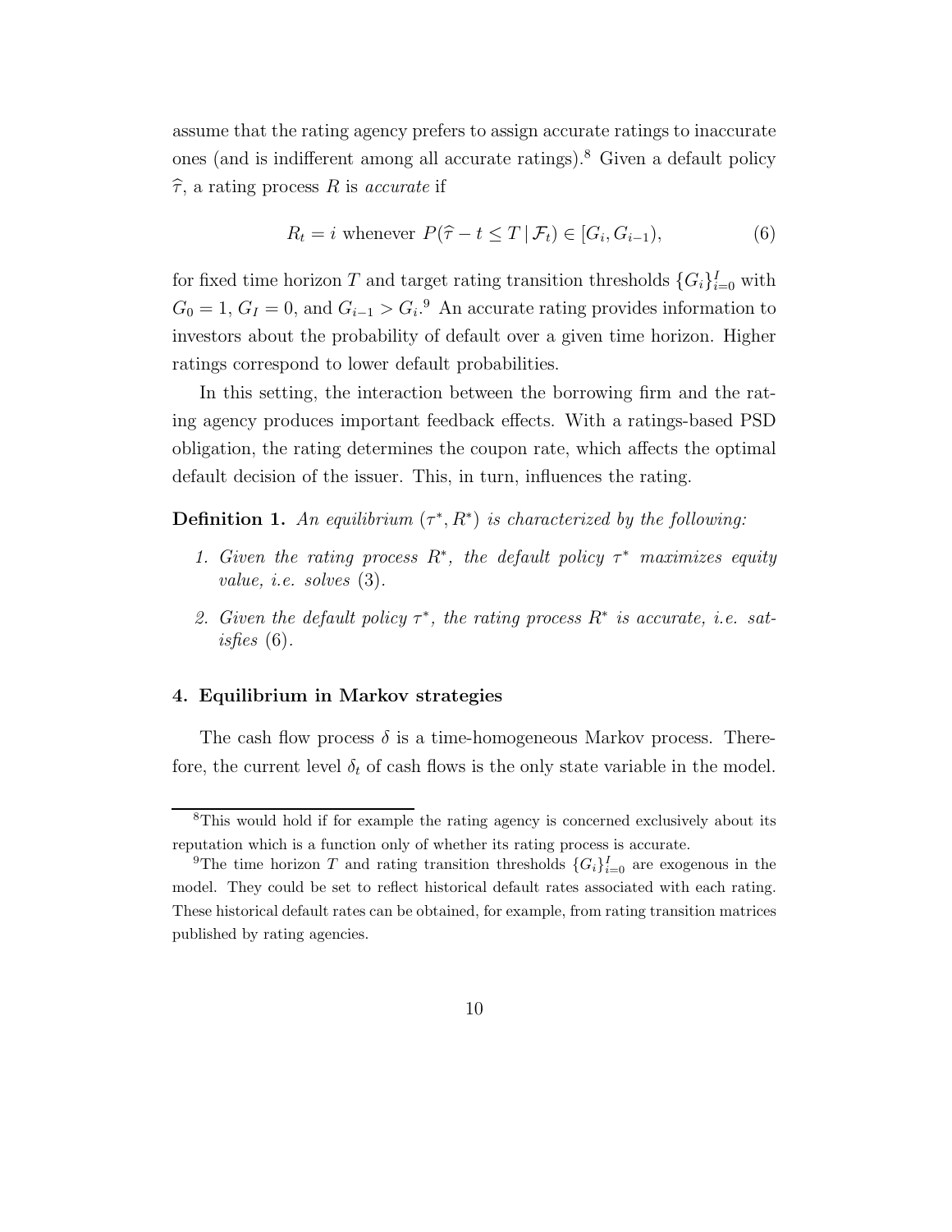assume that the rating agency prefers to assign accurate ratings to inaccurate ones (and is indifferent among all accurate ratings).[8] Given a default policy $\widehat{\tau}$, a rating process $R$ is *accurate* if

$$R_t = i \text{ whenever } P(\widehat{\tau} - t \leq T \,|\, \mathcal{F}_t) \in [G_i, G_{i-1}), \tag{6}$$

for fixed time horizon $T$ and target rating transition thresholds $\{G_i\}_{i=0}^{I}$ with $G_0 = 1$, $G_I = 0$, and $G_{i-1} > G_i$.[9] An accurate rating provides information to investors about the probability of default over a given time horizon. Higher ratings correspond to lower default probabilities.

In this setting, the interaction between the borrowing firm and the rating agency produces important feedback effects. With a ratings-based PSD obligation, the rating determines the coupon rate, which affects the optimal default decision of the issuer. This, in turn, influences the rating.

**Definition 1.** *An equilibrium $(\tau^*, R^*)$ is characterized by the following:*

1. *Given the rating process $R^*$, the default policy $\tau^*$ maximizes equity value, i.e. solves* (3).
2. *Given the default policy $\tau^*$, the rating process $R^*$ is accurate, i.e. satisfies* (6).

### 4. Equilibrium in Markov strategies

The cash flow process $\delta$ is a time-homogeneous Markov process. Therefore, the current level $\delta_t$ of cash flows is the only state variable in the model.

---

[8] This would hold if for example the rating agency is concerned exclusively about its reputation which is a function only of whether its rating process is accurate.

[9] The time horizon $T$ and rating transition thresholds $\{G_i\}_{i=0}^{I}$ are exogenous in the model. They could be set to reflect historical default rates associated with each rating. These historical default rates can be obtained, for example, from rating transition matrices published by rating agencies.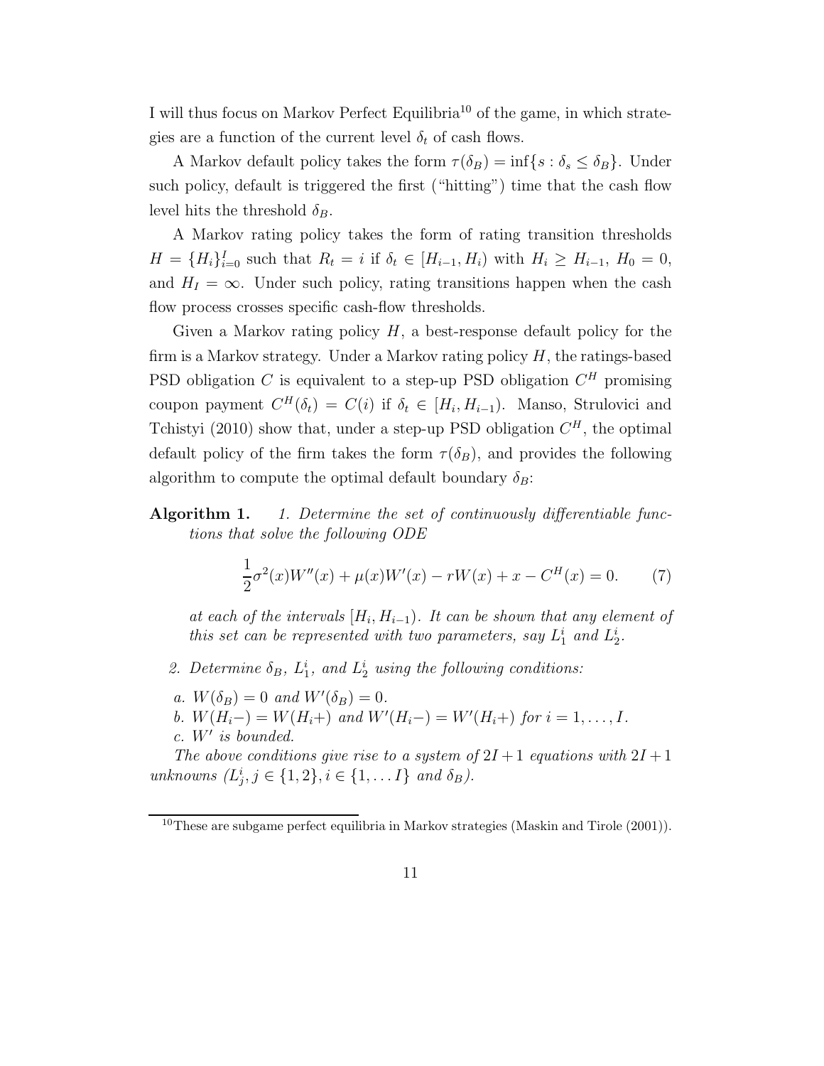I will thus focus on Markov Perfect Equilibria[10] of the game, in which strategies are a function of the current level $\delta_t$ of cash flows.

A Markov default policy takes the form $\tau(\delta_B) = \inf\{s : \delta_s \leq \delta_B\}$. Under such policy, default is triggered the first ("hitting") time that the cash flow level hits the threshold $\delta_B$.

A Markov rating policy takes the form of rating transition thresholds $H = \{H_i\}_{i=0}^{I}$ such that $R_t = i$ if $\delta_t \in [H_{i-1}, H_i)$ with $H_i \geq H_{i-1}$, $H_0 = 0$, and $H_I = \infty$. Under such policy, rating transitions happen when the cash flow process crosses specific cash-flow thresholds.

Given a Markov rating policy $H$, a best-response default policy for the firm is a Markov strategy. Under a Markov rating policy $H$, the ratings-based PSD obligation $C$ is equivalent to a step-up PSD obligation $C^H$ promising coupon payment $C^H(\delta_t) = C(i)$ if $\delta_t \in [H_i, H_{i-1})$. Manso, Strulovici and Tchistyi (2010) show that, under a step-up PSD obligation $C^H$, the optimal default policy of the firm takes the form $\tau(\delta_B)$, and provides the following algorithm to compute the optimal default boundary $\delta_B$:

**Algorithm 1.** *1. Determine the set of continuously differentiable functions that solve the following ODE*

$$\frac{1}{2}\sigma^2(x)W''(x) + \mu(x)W'(x) - rW(x) + x - C^H(x) = 0. \tag{7}$$

*at each of the intervals $[H_i, H_{i-1})$. It can be shown that any element of this set can be represented with two parameters, say $L_1^i$ and $L_2^i$.*

*2. Determine $\delta_B$, $L_1^i$, and $L_2^i$ using the following conditions:*

*a. $W(\delta_B) = 0$ and $W'(\delta_B) = 0$.*
*b. $W(H_i-) = W(H_i+)$ and $W'(H_i-) = W'(H_i+)$ for $i = 1, \ldots, I$.*
*c. $W'$ is bounded.*

*The above conditions give rise to a system of $2I + 1$ equations with $2I + 1$ unknowns ($L_j^i, j \in \{1, 2\}, i \in \{1, \ldots I\}$ and $\delta_B$).*

[10]These are subgame perfect equilibria in Markov strategies (Maskin and Tirole (2001)).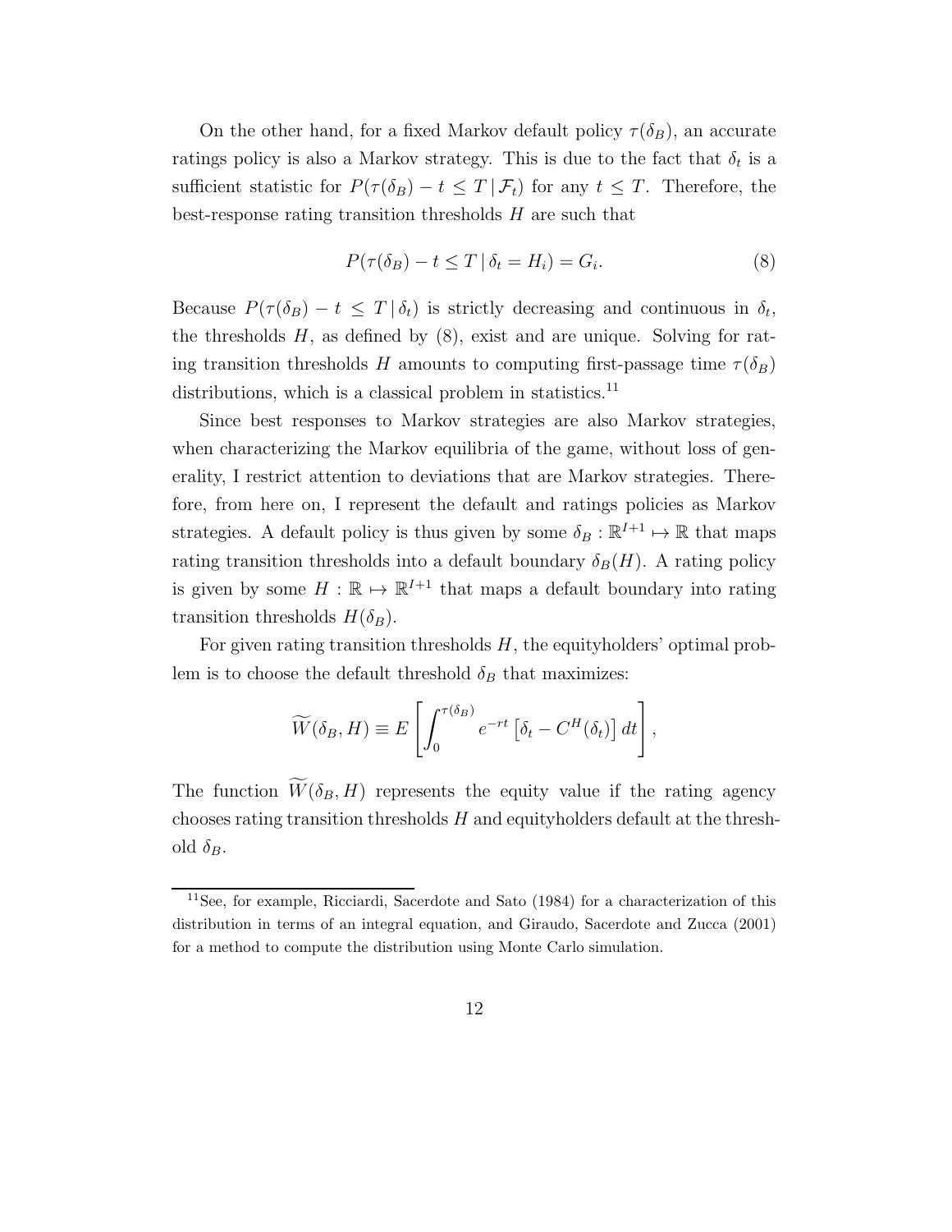On the other hand, for a fixed Markov default policy $\tau(\delta_B)$, an accurate ratings policy is also a Markov strategy. This is due to the fact that $\delta_t$ is a sufficient statistic for $P(\tau(\delta_B) - t \leq T \,|\, \mathcal{F}_t)$ for any $t \leq T$. Therefore, the best-response rating transition thresholds $H$ are such that

$$P(\tau(\delta_B) - t \leq T \,|\, \delta_t = H_i) = G_i. \tag{8}$$

Because $P(\tau(\delta_B) - t \leq T \,|\, \delta_t)$ is strictly decreasing and continuous in $\delta_t$, the thresholds $H$, as defined by (8), exist and are unique. Solving for rating transition thresholds $H$ amounts to computing first-passage time $\tau(\delta_B)$ distributions, which is a classical problem in statistics.[11]

Since best responses to Markov strategies are also Markov strategies, when characterizing the Markov equilibria of the game, without loss of generality, I restrict attention to deviations that are Markov strategies. Therefore, from here on, I represent the default and ratings policies as Markov strategies. A default policy is thus given by some $\delta_B : \mathbb{R}^{I+1} \mapsto \mathbb{R}$ that maps rating transition thresholds into a default boundary $\delta_B(H)$. A rating policy is given by some $H : \mathbb{R} \mapsto \mathbb{R}^{I+1}$ that maps a default boundary into rating transition thresholds $H(\delta_B)$.

For given rating transition thresholds $H$, the equityholders' optimal problem is to choose the default threshold $\delta_B$ that maximizes:

$$\widetilde{W}(\delta_B, H) \equiv E\left[\int_0^{\tau(\delta_B)} e^{-rt}\left[\delta_t - C^H(\delta_t)\right] dt\right],$$

The function $\widetilde{W}(\delta_B, H)$ represents the equity value if the rating agency chooses rating transition thresholds $H$ and equityholders default at the threshold $\delta_B$.

[11] See, for example, Ricciardi, Sacerdote and Sato (1984) for a characterization of this distribution in terms of an integral equation, and Giraudo, Sacerdote and Zucca (2001) for a method to compute the distribution using Monte Carlo simulation.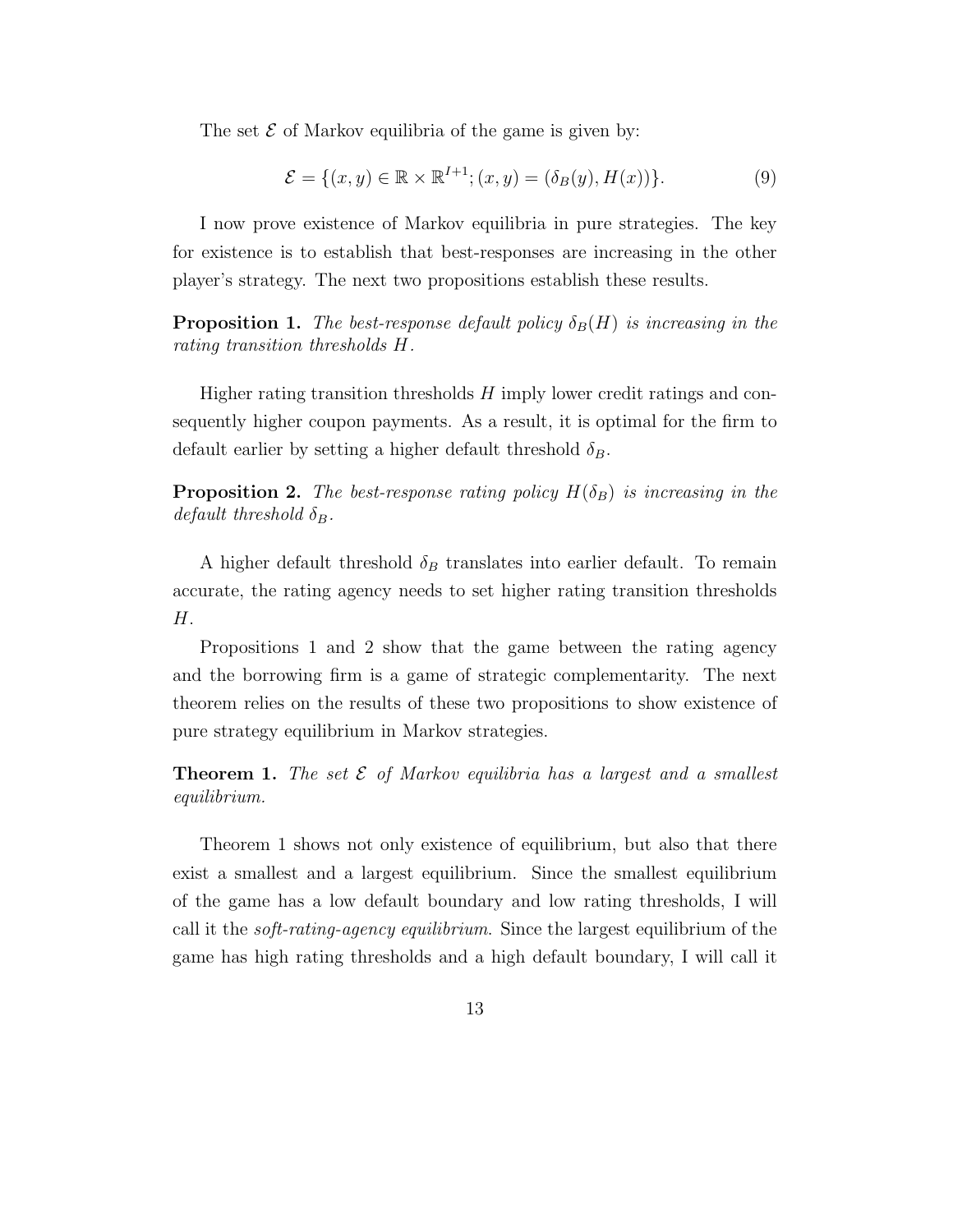The set $\mathcal{E}$ of Markov equilibria of the game is given by:

$$\mathcal{E} = \{(x, y) \in \mathbb{R} \times \mathbb{R}^{I+1}; (x, y) = (\delta_B(y), H(x))\}. \tag{9}$$

I now prove existence of Markov equilibria in pure strategies. The key for existence is to establish that best-responses are increasing in the other player's strategy. The next two propositions establish these results.

**Proposition 1.** *The best-response default policy $\delta_B(H)$ is increasing in the rating transition thresholds $H$.*

Higher rating transition thresholds $H$ imply lower credit ratings and consequently higher coupon payments. As a result, it is optimal for the firm to default earlier by setting a higher default threshold $\delta_B$.

**Proposition 2.** *The best-response rating policy $H(\delta_B)$ is increasing in the default threshold $\delta_B$.*

A higher default threshold $\delta_B$ translates into earlier default. To remain accurate, the rating agency needs to set higher rating transition thresholds $H$.

Propositions 1 and 2 show that the game between the rating agency and the borrowing firm is a game of strategic complementarity. The next theorem relies on the results of these two propositions to show existence of pure strategy equilibrium in Markov strategies.

**Theorem 1.** *The set $\mathcal{E}$ of Markov equilibria has a largest and a smallest equilibrium.*

Theorem 1 shows not only existence of equilibrium, but also that there exist a smallest and a largest equilibrium. Since the smallest equilibrium of the game has a low default boundary and low rating thresholds, I will call it the *soft-rating-agency equilibrium*. Since the largest equilibrium of the game has high rating thresholds and a high default boundary, I will call it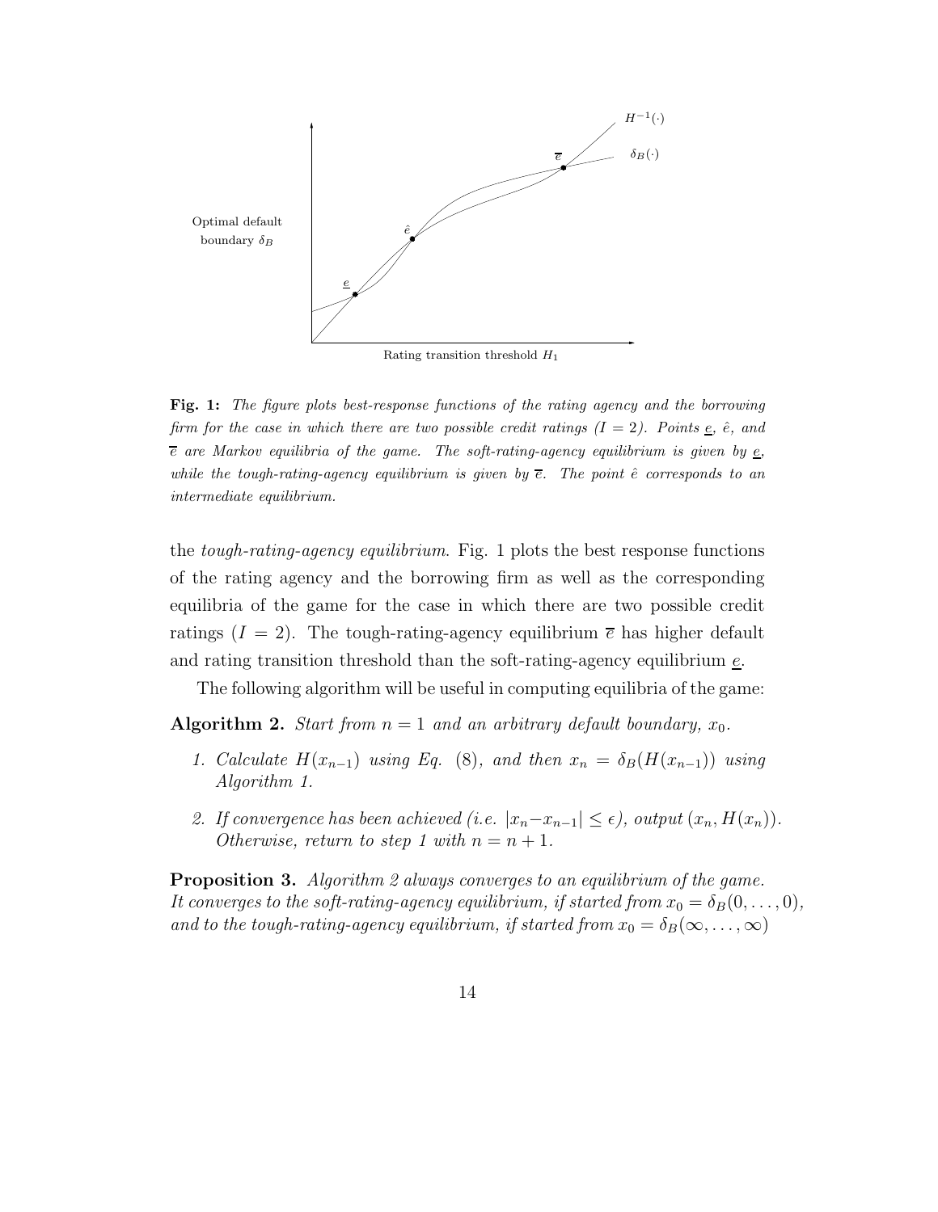Optimal default boundary $\delta_B$

Rating transition threshold $H_1$

$H^{-1}(\cdot)$

$\delta_B(\cdot)$

$\underline{e}$ $\hat{e}$ $\overline{e}$

**Fig. 1:** *The figure plots best-response functions of the rating agency and the borrowing firm for the case in which there are two possible credit ratings ($I = 2$). Points $\underline{e}$, $\hat{e}$, and $\overline{e}$ are Markov equilibria of the game. The soft-rating-agency equilibrium is given by $\underline{e}$, while the tough-rating-agency equilibrium is given by $\overline{e}$. The point $\hat{e}$ corresponds to an intermediate equilibrium.*

the *tough-rating-agency equilibrium*. Fig. 1 plots the best response functions of the rating agency and the borrowing firm as well as the corresponding equilibria of the game for the case in which there are two possible credit ratings ($I = 2$). The tough-rating-agency equilibrium $\overline{e}$ has higher default and rating transition threshold than the soft-rating-agency equilibrium $\underline{e}$.

The following algorithm will be useful in computing equilibria of the game:

**Algorithm 2.** *Start from $n = 1$ and an arbitrary default boundary, $x_0$.*

1. *Calculate $H(x_{n-1})$ using Eq. (8), and then $x_n = \delta_B(H(x_{n-1}))$ using Algorithm 1.*
2. *If convergence has been achieved (i.e. $|x_n - x_{n-1}| \leq \epsilon$), output $(x_n, H(x_n))$. Otherwise, return to step 1 with $n = n + 1$.*

**Proposition 3.** *Algorithm 2 always converges to an equilibrium of the game. It converges to the soft-rating-agency equilibrium, if started from $x_0 = \delta_B(0, \ldots, 0)$, and to the tough-rating-agency equilibrium, if started from $x_0 = \delta_B(\infty, \ldots, \infty)$*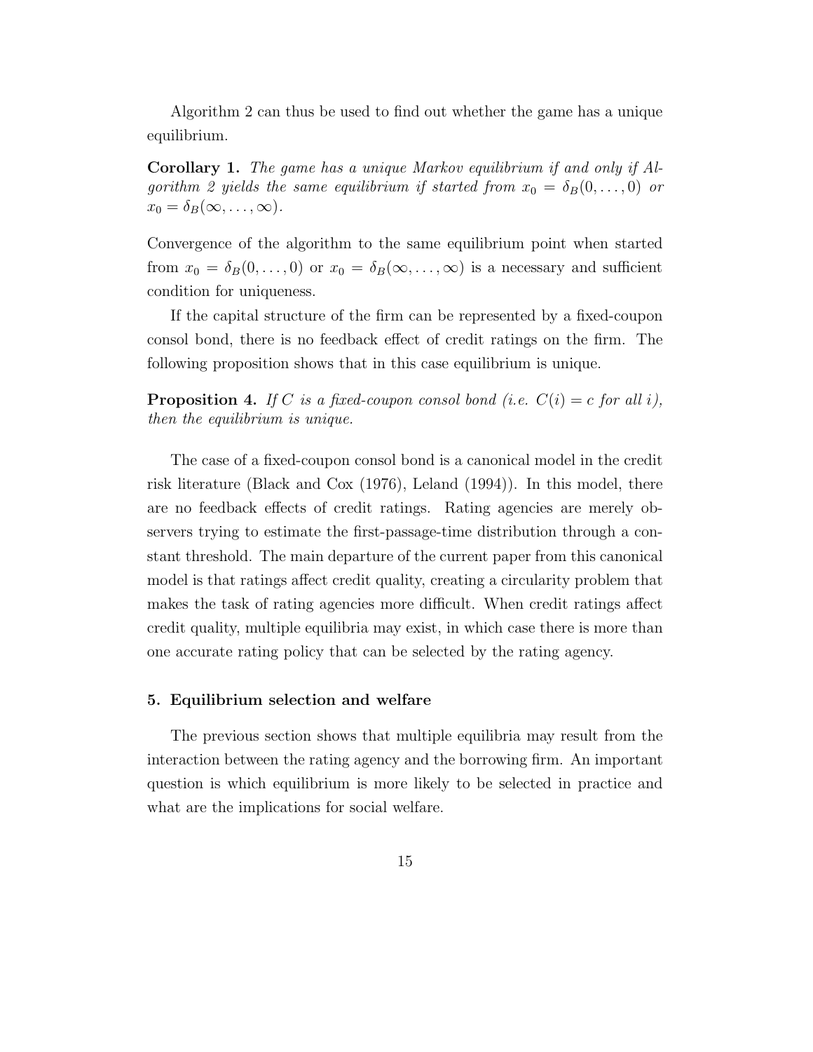Algorithm 2 can thus be used to find out whether the game has a unique equilibrium.

**Corollary 1.** *The game has a unique Markov equilibrium if and only if Algorithm 2 yields the same equilibrium if started from* $x_0 = \delta_B(0, \ldots, 0)$ *or* $x_0 = \delta_B(\infty, \ldots, \infty)$.

Convergence of the algorithm to the same equilibrium point when started from $x_0 = \delta_B(0, \ldots, 0)$ or $x_0 = \delta_B(\infty, \ldots, \infty)$ is a necessary and sufficient condition for uniqueness.

If the capital structure of the firm can be represented by a fixed-coupon consol bond, there is no feedback effect of credit ratings on the firm. The following proposition shows that in this case equilibrium is unique.

**Proposition 4.** *If* $C$ *is a fixed-coupon consol bond (i.e.* $C(i) = c$ *for all* $i$*), then the equilibrium is unique.*

The case of a fixed-coupon consol bond is a canonical model in the credit risk literature (Black and Cox (1976), Leland (1994)). In this model, there are no feedback effects of credit ratings. Rating agencies are merely observers trying to estimate the first-passage-time distribution through a constant threshold. The main departure of the current paper from this canonical model is that ratings affect credit quality, creating a circularity problem that makes the task of rating agencies more difficult. When credit ratings affect credit quality, multiple equilibria may exist, in which case there is more than one accurate rating policy that can be selected by the rating agency.

## 5. Equilibrium selection and welfare

The previous section shows that multiple equilibria may result from the interaction between the rating agency and the borrowing firm. An important question is which equilibrium is more likely to be selected in practice and what are the implications for social welfare.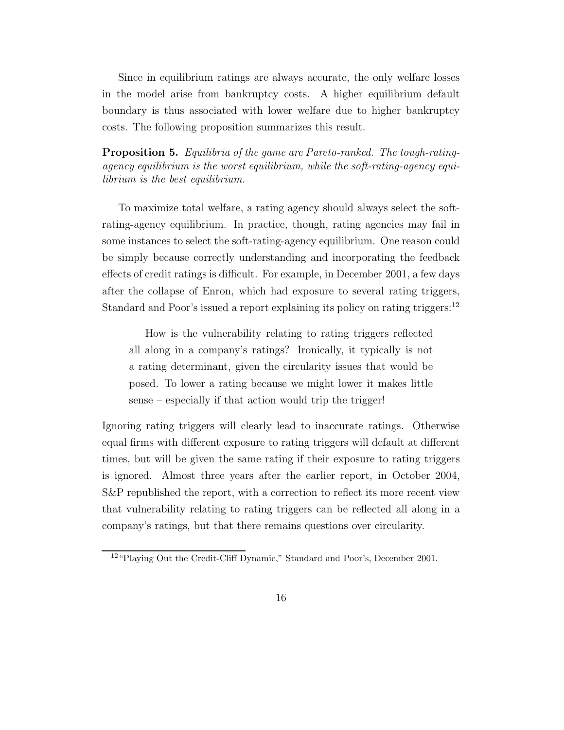Since in equilibrium ratings are always accurate, the only welfare losses in the model arise from bankruptcy costs. A higher equilibrium default boundary is thus associated with lower welfare due to higher bankruptcy costs. The following proposition summarizes this result.

**Proposition 5.** *Equilibria of the game are Pareto-ranked. The tough-rating-agency equilibrium is the worst equilibrium, while the soft-rating-agency equilibrium is the best equilibrium.*

To maximize total welfare, a rating agency should always select the soft-rating-agency equilibrium. In practice, though, rating agencies may fail in some instances to select the soft-rating-agency equilibrium. One reason could be simply because correctly understanding and incorporating the feedback effects of credit ratings is difficult. For example, in December 2001, a few days after the collapse of Enron, which had exposure to several rating triggers, Standard and Poor's issued a report explaining its policy on rating triggers:[12]

> How is the vulnerability relating to rating triggers reflected all along in a company's ratings? Ironically, it typically is not a rating determinant, given the circularity issues that would be posed. To lower a rating because we might lower it makes little sense – especially if that action would trip the trigger!

Ignoring rating triggers will clearly lead to inaccurate ratings. Otherwise equal firms with different exposure to rating triggers will default at different times, but will be given the same rating if their exposure to rating triggers is ignored. Almost three years after the earlier report, in October 2004, S&P republished the report, with a correction to reflect its more recent view that vulnerability relating to rating triggers can be reflected all along in a company's ratings, but that there remains questions over circularity.

[12] "Playing Out the Credit-Cliff Dynamic," Standard and Poor's, December 2001.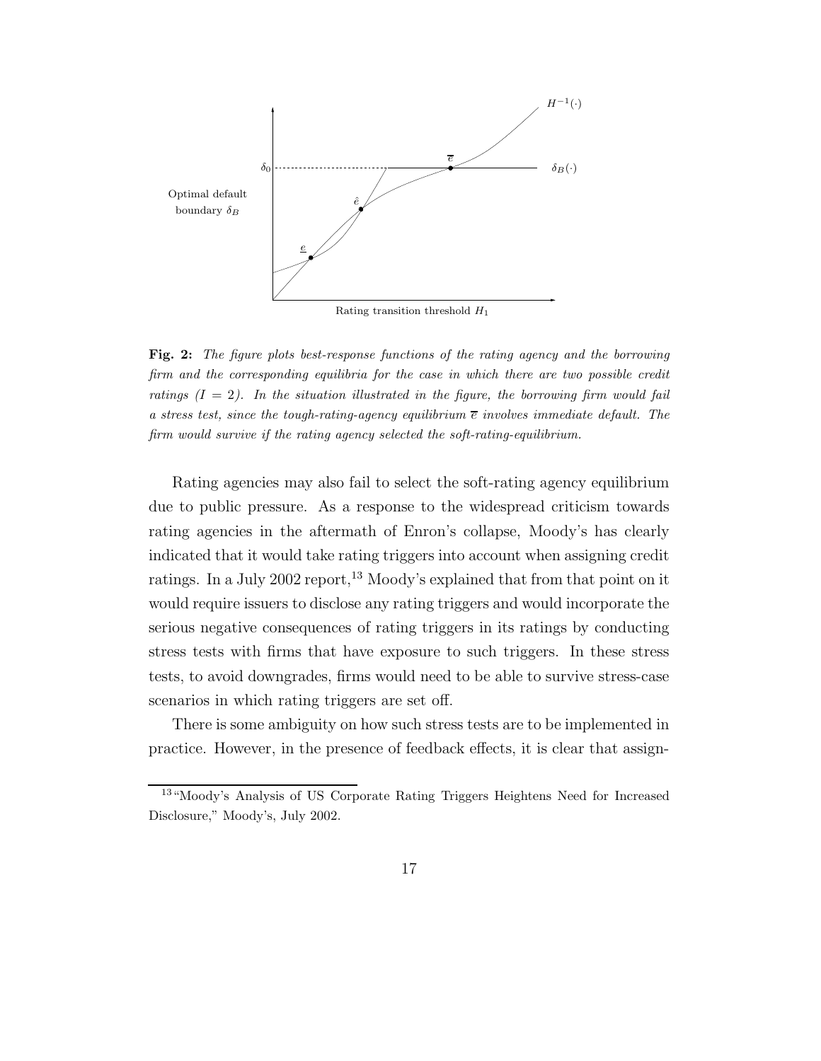**Fig. 2:** *The figure plots best-response functions of the rating agency and the borrowing firm and the corresponding equilibria for the case in which there are two possible credit ratings ($I = 2$). In the situation illustrated in the figure, the borrowing firm would fail a stress test, since the tough-rating-agency equilibrium $\overline{e}$ involves immediate default. The firm would survive if the rating agency selected the soft-rating-equilibrium.*

Rating agencies may also fail to select the soft-rating agency equilibrium due to public pressure. As a response to the widespread criticism towards rating agencies in the aftermath of Enron's collapse, Moody's has clearly indicated that it would take rating triggers into account when assigning credit ratings. In a July 2002 report,[13] Moody's explained that from that point on it would require issuers to disclose any rating triggers and would incorporate the serious negative consequences of rating triggers in its ratings by conducting stress tests with firms that have exposure to such triggers. In these stress tests, to avoid downgrades, firms would need to be able to survive stress-case scenarios in which rating triggers are set off.

There is some ambiguity on how such stress tests are to be implemented in practice. However, in the presence of feedback effects, it is clear that assign-

[13] "Moody's Analysis of US Corporate Rating Triggers Heightens Need for Increased Disclosure," Moody's, July 2002.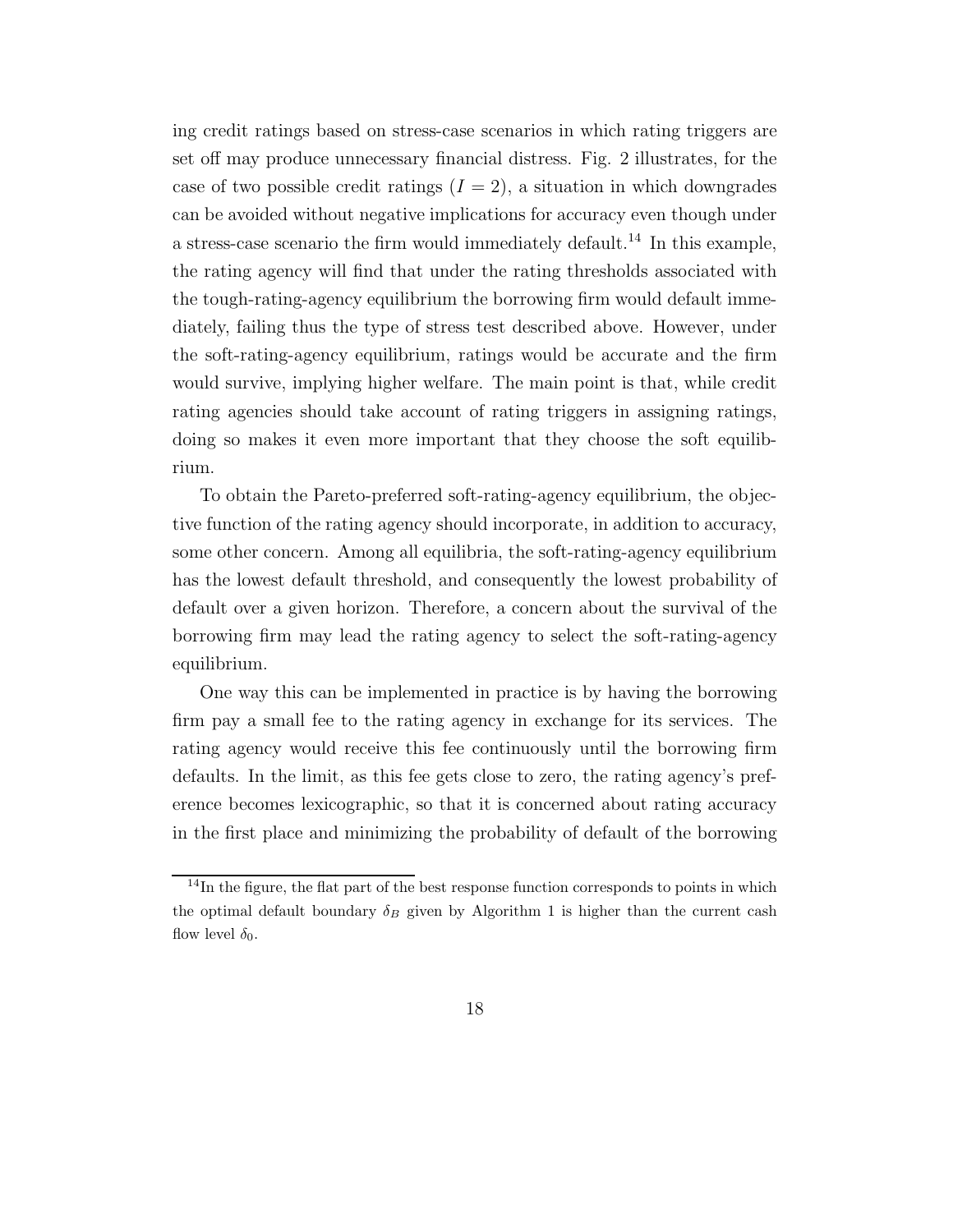ing credit ratings based on stress-case scenarios in which rating triggers are set off may produce unnecessary financial distress. Fig. 2 illustrates, for the case of two possible credit ratings ($I = 2$), a situation in which downgrades can be avoided without negative implications for accuracy even though under a stress-case scenario the firm would immediately default.[14] In this example, the rating agency will find that under the rating thresholds associated with the tough-rating-agency equilibrium the borrowing firm would default immediately, failing thus the type of stress test described above. However, under the soft-rating-agency equilibrium, ratings would be accurate and the firm would survive, implying higher welfare. The main point is that, while credit rating agencies should take account of rating triggers in assigning ratings, doing so makes it even more important that they choose the soft equilibrium.

To obtain the Pareto-preferred soft-rating-agency equilibrium, the objective function of the rating agency should incorporate, in addition to accuracy, some other concern. Among all equilibria, the soft-rating-agency equilibrium has the lowest default threshold, and consequently the lowest probability of default over a given horizon. Therefore, a concern about the survival of the borrowing firm may lead the rating agency to select the soft-rating-agency equilibrium.

One way this can be implemented in practice is by having the borrowing firm pay a small fee to the rating agency in exchange for its services. The rating agency would receive this fee continuously until the borrowing firm defaults. In the limit, as this fee gets close to zero, the rating agency's preference becomes lexicographic, so that it is concerned about rating accuracy in the first place and minimizing the probability of default of the borrowing

[14] In the figure, the flat part of the best response function corresponds to points in which the optimal default boundary $\delta_B$ given by Algorithm 1 is higher than the current cash flow level $\delta_0$.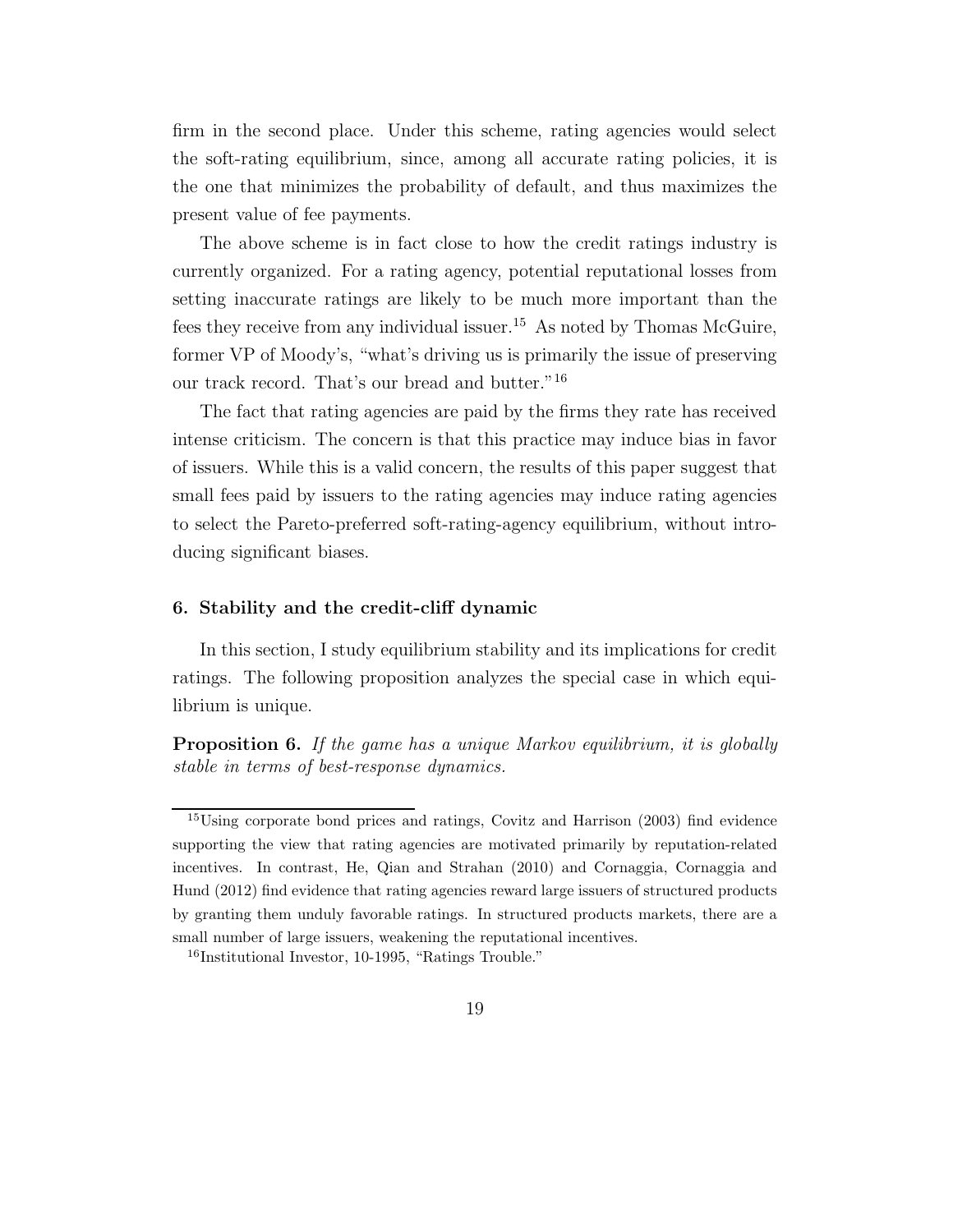firm in the second place. Under this scheme, rating agencies would select the soft-rating equilibrium, since, among all accurate rating policies, it is the one that minimizes the probability of default, and thus maximizes the present value of fee payments.

The above scheme is in fact close to how the credit ratings industry is currently organized. For a rating agency, potential reputational losses from setting inaccurate ratings are likely to be much more important than the fees they receive from any individual issuer.[15] As noted by Thomas McGuire, former VP of Moody's, "what's driving us is primarily the issue of preserving our track record. That's our bread and butter."[16]

The fact that rating agencies are paid by the firms they rate has received intense criticism. The concern is that this practice may induce bias in favor of issuers. While this is a valid concern, the results of this paper suggest that small fees paid by issuers to the rating agencies may induce rating agencies to select the Pareto-preferred soft-rating-agency equilibrium, without introducing significant biases.

## 6. Stability and the credit-cliff dynamic

In this section, I study equilibrium stability and its implications for credit ratings. The following proposition analyzes the special case in which equilibrium is unique.

**Proposition 6.** *If the game has a unique Markov equilibrium, it is globally stable in terms of best-response dynamics.*

---

[15] Using corporate bond prices and ratings, Covitz and Harrison (2003) find evidence supporting the view that rating agencies are motivated primarily by reputation-related incentives. In contrast, He, Qian and Strahan (2010) and Cornaggia, Cornaggia and Hund (2012) find evidence that rating agencies reward large issuers of structured products by granting them unduly favorable ratings. In structured products markets, there are a small number of large issuers, weakening the reputational incentives.

[16] Institutional Investor, 10-1995, "Ratings Trouble."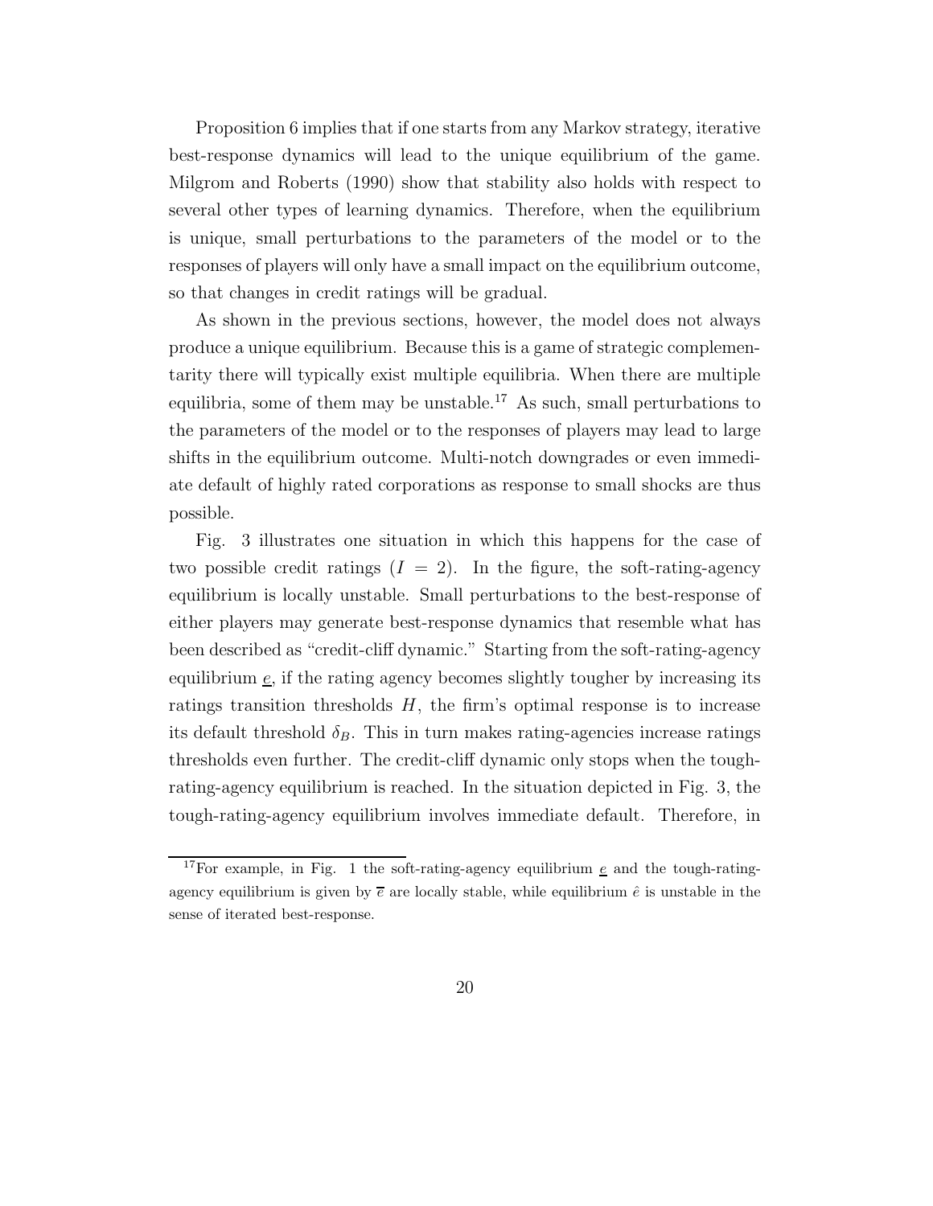Proposition 6 implies that if one starts from any Markov strategy, iterative best-response dynamics will lead to the unique equilibrium of the game. Milgrom and Roberts (1990) show that stability also holds with respect to several other types of learning dynamics. Therefore, when the equilibrium is unique, small perturbations to the parameters of the model or to the responses of players will only have a small impact on the equilibrium outcome, so that changes in credit ratings will be gradual.

As shown in the previous sections, however, the model does not always produce a unique equilibrium. Because this is a game of strategic complementarity there will typically exist multiple equilibria. When there are multiple equilibria, some of them may be unstable.[17] As such, small perturbations to the parameters of the model or to the responses of players may lead to large shifts in the equilibrium outcome. Multi-notch downgrades or even immediate default of highly rated corporations as response to small shocks are thus possible.

Fig. 3 illustrates one situation in which this happens for the case of two possible credit ratings ($I = 2$). In the figure, the soft-rating-agency equilibrium is locally unstable. Small perturbations to the best-response of either players may generate best-response dynamics that resemble what has been described as "credit-cliff dynamic." Starting from the soft-rating-agency equilibrium $\underline{e}$, if the rating agency becomes slightly tougher by increasing its ratings transition thresholds $H$, the firm's optimal response is to increase its default threshold $\delta_B$. This in turn makes rating-agencies increase ratings thresholds even further. The credit-cliff dynamic only stops when the tough-rating-agency equilibrium is reached. In the situation depicted in Fig. 3, the tough-rating-agency equilibrium involves immediate default. Therefore, in

[17] For example, in Fig. 1 the soft-rating-agency equilibrium $\underline{e}$ and the tough-rating-agency equilibrium is given by $\overline{e}$ are locally stable, while equilibrium $\hat{e}$ is unstable in the sense of iterated best-response.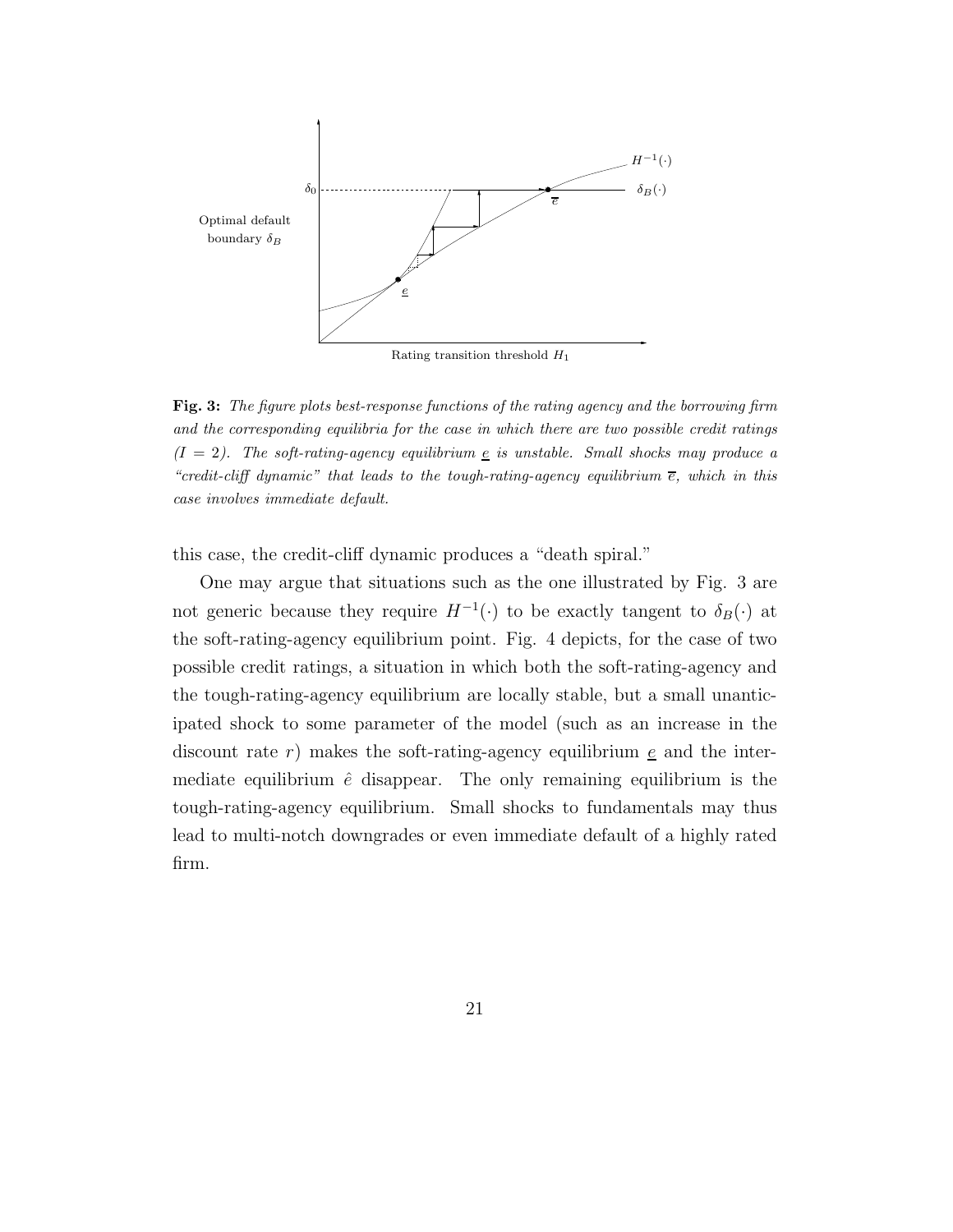**Fig. 3:** *The figure plots best-response functions of the rating agency and the borrowing firm and the corresponding equilibria for the case in which there are two possible credit ratings ($I = 2$). The soft-rating-agency equilibrium $\underline{e}$ is unstable. Small shocks may produce a "credit-cliff dynamic" that leads to the tough-rating-agency equilibrium $\overline{e}$, which in this case involves immediate default.*

this case, the credit-cliff dynamic produces a "death spiral."

One may argue that situations such as the one illustrated by Fig. 3 are not generic because they require $H^{-1}(\cdot)$ to be exactly tangent to $\delta_B(\cdot)$ at the soft-rating-agency equilibrium point. Fig. 4 depicts, for the case of two possible credit ratings, a situation in which both the soft-rating-agency and the tough-rating-agency equilibrium are locally stable, but a small unanticipated shock to some parameter of the model (such as an increase in the discount rate $r$) makes the soft-rating-agency equilibrium $\underline{e}$ and the intermediate equilibrium $\hat{e}$ disappear. The only remaining equilibrium is the tough-rating-agency equilibrium. Small shocks to fundamentals may thus lead to multi-notch downgrades or even immediate default of a highly rated firm.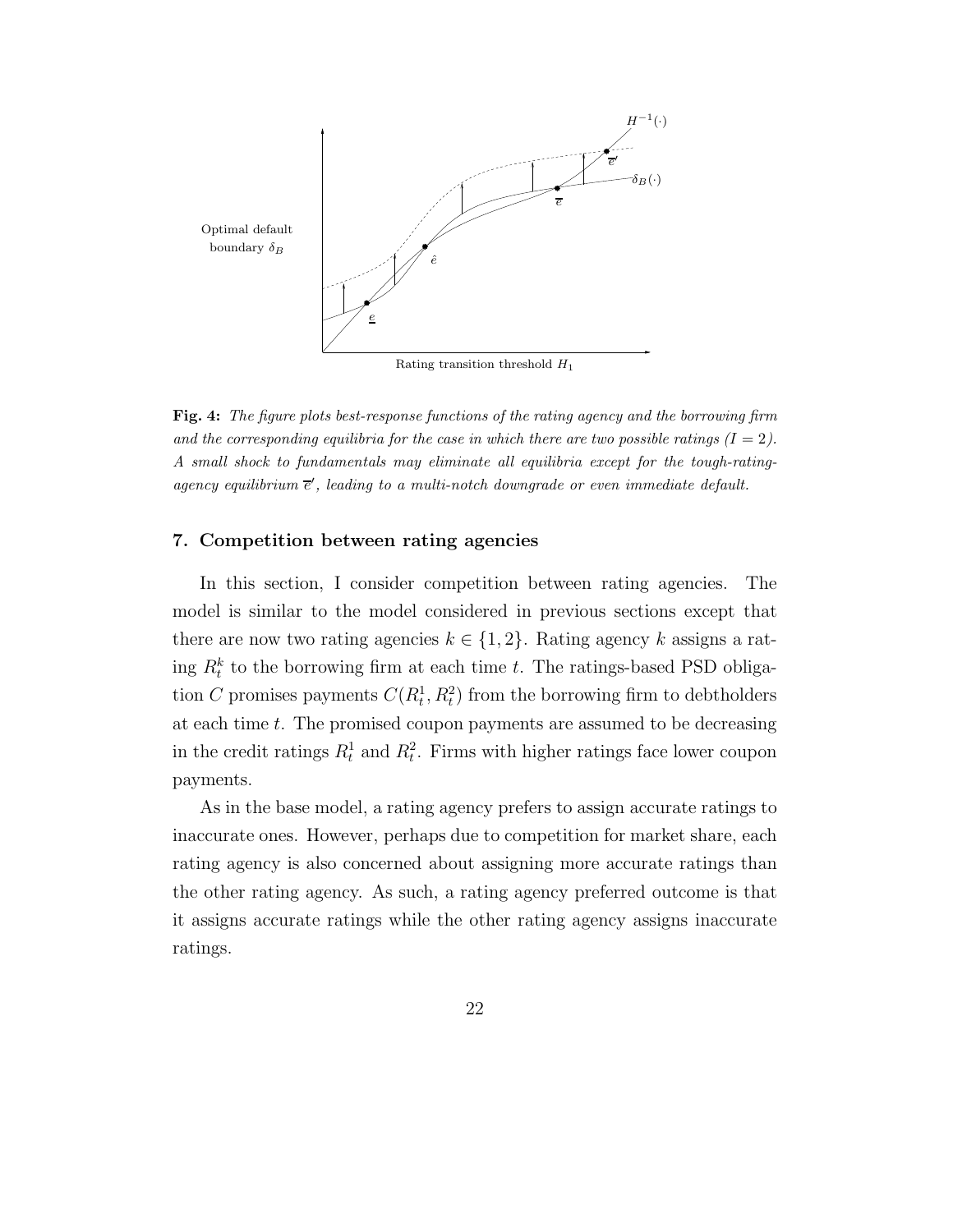**Fig. 4:** *The figure plots best-response functions of the rating agency and the borrowing firm and the corresponding equilibria for the case in which there are two possible ratings ($I = 2$). A small shock to fundamentals may eliminate all equilibria except for the tough-rating-agency equilibrium $\overline{e}'$, leading to a multi-notch downgrade or even immediate default.*

## 7. Competition between rating agencies

In this section, I consider competition between rating agencies. The model is similar to the model considered in previous sections except that there are now two rating agencies $k \in \{1, 2\}$. Rating agency $k$ assigns a rating $R_t^k$ to the borrowing firm at each time $t$. The ratings-based PSD obligation $C$ promises payments $C(R_t^1, R_t^2)$ from the borrowing firm to debtholders at each time $t$. The promised coupon payments are assumed to be decreasing in the credit ratings $R_t^1$ and $R_t^2$. Firms with higher ratings face lower coupon payments.

As in the base model, a rating agency prefers to assign accurate ratings to inaccurate ones. However, perhaps due to competition for market share, each rating agency is also concerned about assigning more accurate ratings than the other rating agency. As such, a rating agency preferred outcome is that it assigns accurate ratings while the other rating agency assigns inaccurate ratings.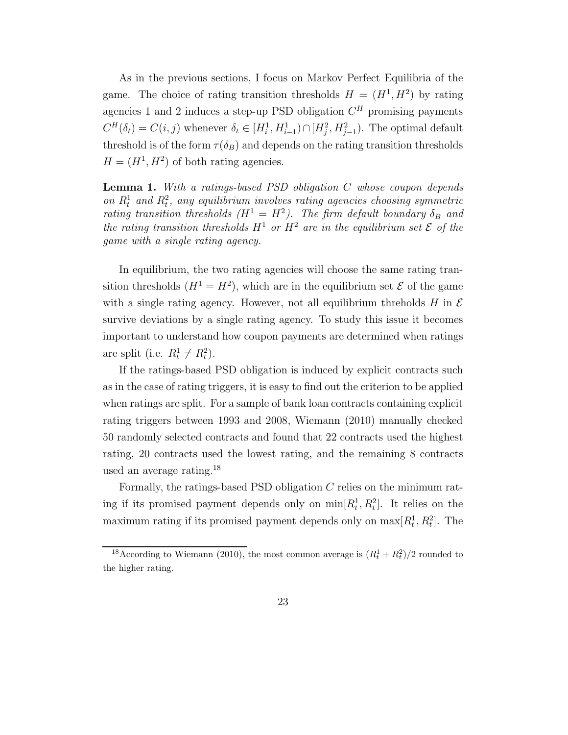As in the previous sections, I focus on Markov Perfect Equilibria of the game. The choice of rating transition thresholds $H = (H^1, H^2)$ by rating agencies 1 and 2 induces a step-up PSD obligation $C^H$ promising payments $C^H(\delta_t) = C(i, j)$ whenever $\delta_t \in [H^1_i, H^1_{i-1}) \cap [H^2_j, H^2_{j-1})$. The optimal default threshold is of the form $\tau(\delta_B)$ and depends on the rating transition thresholds $H = (H^1, H^2)$ of both rating agencies.

**Lemma 1.** *With a ratings-based PSD obligation $C$ whose coupon depends on $R^1_t$ and $R^2_t$, any equilibrium involves rating agencies choosing symmetric rating transition thresholds ($H^1 = H^2$). The firm default boundary $\delta_B$ and the rating transition thresholds $H^1$ or $H^2$ are in the equilibrium set $\mathcal{E}$ of the game with a single rating agency.*

In equilibrium, the two rating agencies will choose the same rating transition thresholds ($H^1 = H^2$), which are in the equilibrium set $\mathcal{E}$ of the game with a single rating agency. However, not all equilibrium threholds $H$ in $\mathcal{E}$ survive deviations by a single rating agency. To study this issue it becomes important to understand how coupon payments are determined when ratings are split (i.e. $R^1_t \neq R^2_t$).

If the ratings-based PSD obligation is induced by explicit contracts such as in the case of rating triggers, it is easy to find out the criterion to be applied when ratings are split. For a sample of bank loan contracts containing explicit rating triggers between 1993 and 2008, Wiemann (2010) manually checked 50 randomly selected contracts and found that 22 contracts used the highest rating, 20 contracts used the lowest rating, and the remaining 8 contracts used an average rating.[18]

Formally, the ratings-based PSD obligation $C$ relies on the minimum rating if its promised payment depends only on $\min[R^1_t, R^2_t]$. It relies on the maximum rating if its promised payment depends only on $\max[R^1_t, R^2_t]$. The

[18] According to Wiemann (2010), the most common average is $(R^1_t + R^2_t)/2$ rounded to the higher rating.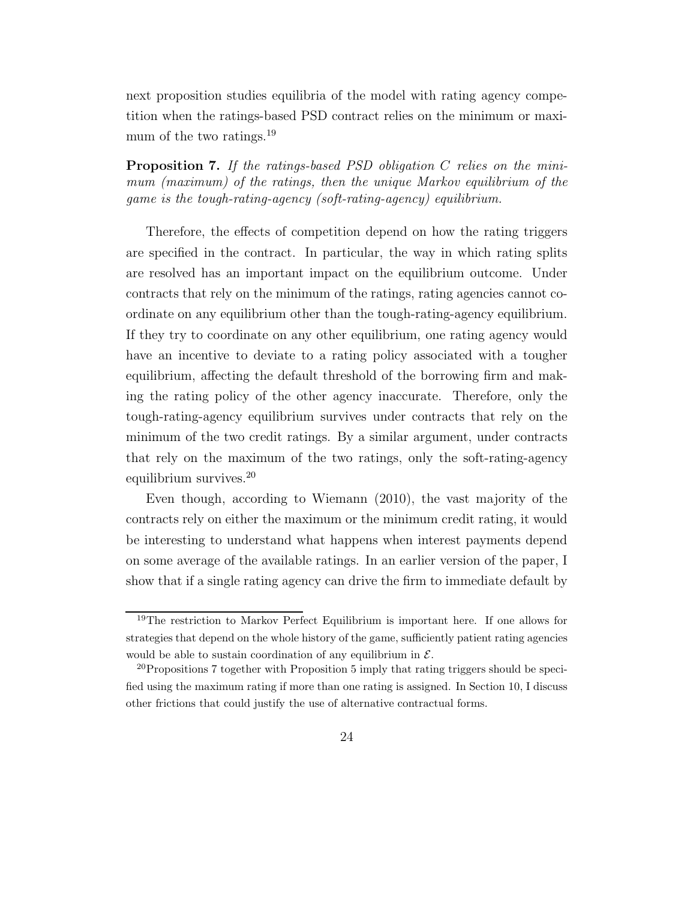next proposition studies equilibria of the model with rating agency competition when the ratings-based PSD contract relies on the minimum or maximum of the two ratings.[19]

**Proposition 7.** *If the ratings-based PSD obligation $C$ relies on the minimum (maximum) of the ratings, then the unique Markov equilibrium of the game is the tough-rating-agency (soft-rating-agency) equilibrium.*

Therefore, the effects of competition depend on how the rating triggers are specified in the contract. In particular, the way in which rating splits are resolved has an important impact on the equilibrium outcome. Under contracts that rely on the minimum of the ratings, rating agencies cannot coordinate on any equilibrium other than the tough-rating-agency equilibrium. If they try to coordinate on any other equilibrium, one rating agency would have an incentive to deviate to a rating policy associated with a tougher equilibrium, affecting the default threshold of the borrowing firm and making the rating policy of the other agency inaccurate. Therefore, only the tough-rating-agency equilibrium survives under contracts that rely on the minimum of the two credit ratings. By a similar argument, under contracts that rely on the maximum of the two ratings, only the soft-rating-agency equilibrium survives.[20]

Even though, according to Wiemann (2010), the vast majority of the contracts rely on either the maximum or the minimum credit rating, it would be interesting to understand what happens when interest payments depend on some average of the available ratings. In an earlier version of the paper, I show that if a single rating agency can drive the firm to immediate default by

---

[19] The restriction to Markov Perfect Equilibrium is important here. If one allows for strategies that depend on the whole history of the game, sufficiently patient rating agencies would be able to sustain coordination of any equilibrium in $\mathcal{E}$.

[20] Propositions 7 together with Proposition 5 imply that rating triggers should be specified using the maximum rating if more than one rating is assigned. In Section 10, I discuss other frictions that could justify the use of alternative contractual forms.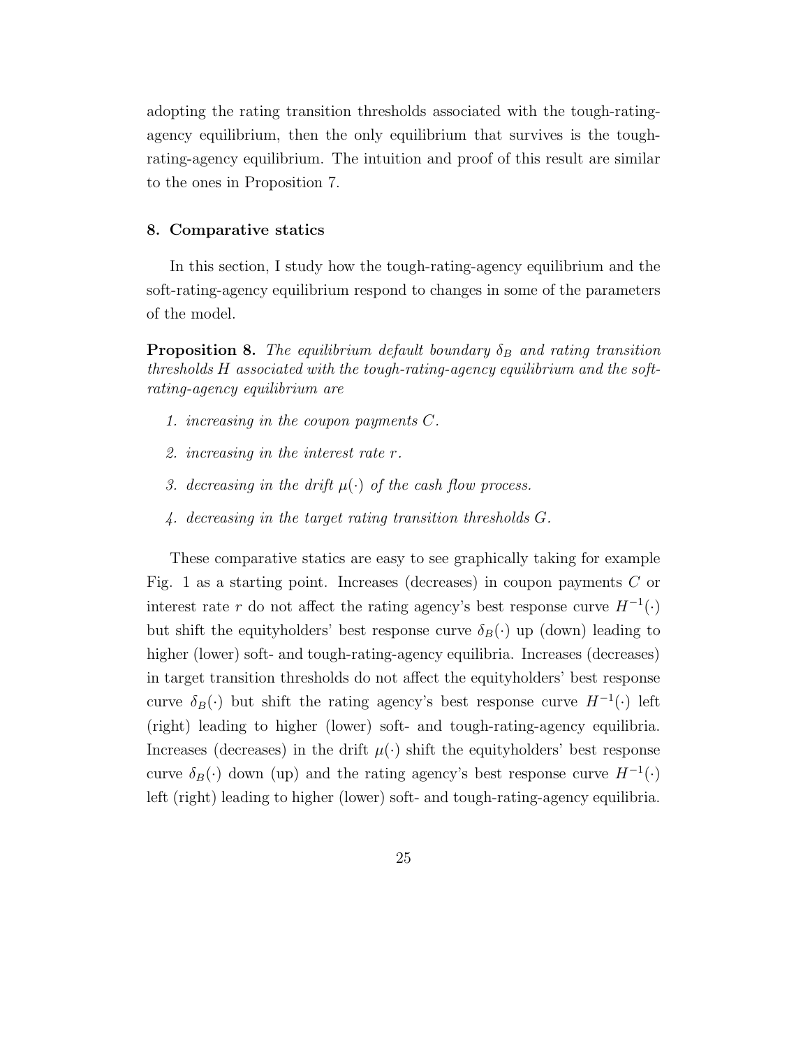adopting the rating transition thresholds associated with the tough-rating-agency equilibrium, then the only equilibrium that survives is the tough-rating-agency equilibrium. The intuition and proof of this result are similar to the ones in Proposition 7.

## 8. Comparative statics

In this section, I study how the tough-rating-agency equilibrium and the soft-rating-agency equilibrium respond to changes in some of the parameters of the model.

**Proposition 8.** *The equilibrium default boundary $\delta_B$ and rating transition thresholds $H$ associated with the tough-rating-agency equilibrium and the soft-rating-agency equilibrium are*

1. *increasing in the coupon payments $C$.*
2. *increasing in the interest rate $r$.*
3. *decreasing in the drift $\mu(\cdot)$ of the cash flow process.*
4. *decreasing in the target rating transition thresholds $G$.*

These comparative statics are easy to see graphically taking for example Fig. 1 as a starting point. Increases (decreases) in coupon payments $C$ or interest rate $r$ do not affect the rating agency's best response curve $H^{-1}(\cdot)$ but shift the equityholders' best response curve $\delta_B(\cdot)$ up (down) leading to higher (lower) soft- and tough-rating-agency equilibria. Increases (decreases) in target transition thresholds do not affect the equityholders' best response curve $\delta_B(\cdot)$ but shift the rating agency's best response curve $H^{-1}(\cdot)$ left (right) leading to higher (lower) soft- and tough-rating-agency equilibria. Increases (decreases) in the drift $\mu(\cdot)$ shift the equityholders' best response curve $\delta_B(\cdot)$ down (up) and the rating agency's best response curve $H^{-1}(\cdot)$ left (right) leading to higher (lower) soft- and tough-rating-agency equilibria.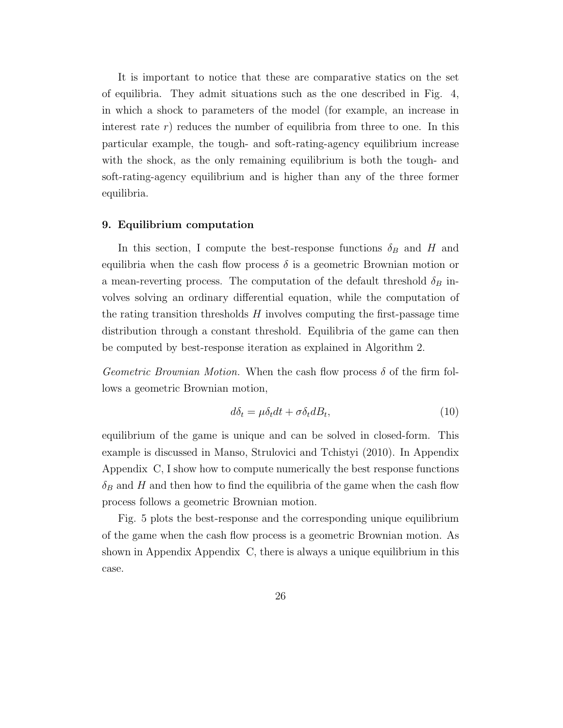It is important to notice that these are comparative statics on the set of equilibria. They admit situations such as the one described in Fig. 4, in which a shock to parameters of the model (for example, an increase in interest rate $r$) reduces the number of equilibria from three to one. In this particular example, the tough- and soft-rating-agency equilibrium increase with the shock, as the only remaining equilibrium is both the tough- and soft-rating-agency equilibrium and is higher than any of the three former equilibria.

## 9. Equilibrium computation

In this section, I compute the best-response functions $\delta_B$ and $H$ and equilibria when the cash flow process $\delta$ is a geometric Brownian motion or a mean-reverting process. The computation of the default threshold $\delta_B$ involves solving an ordinary differential equation, while the computation of the rating transition thresholds $H$ involves computing the first-passage time distribution through a constant threshold. Equilibria of the game can then be computed by best-response iteration as explained in Algorithm 2.

*Geometric Brownian Motion.* When the cash flow process $\delta$ of the firm follows a geometric Brownian motion,

$$d\delta_t = \mu \delta_t dt + \sigma \delta_t dB_t, \tag{10}$$

equilibrium of the game is unique and can be solved in closed-form. This example is discussed in Manso, Strulovici and Tchistyi (2010). In Appendix Appendix C, I show how to compute numerically the best response functions $\delta_B$ and $H$ and then how to find the equilibria of the game when the cash flow process follows a geometric Brownian motion.

Fig. 5 plots the best-response and the corresponding unique equilibrium of the game when the cash flow process is a geometric Brownian motion. As shown in Appendix Appendix C, there is always a unique equilibrium in this case.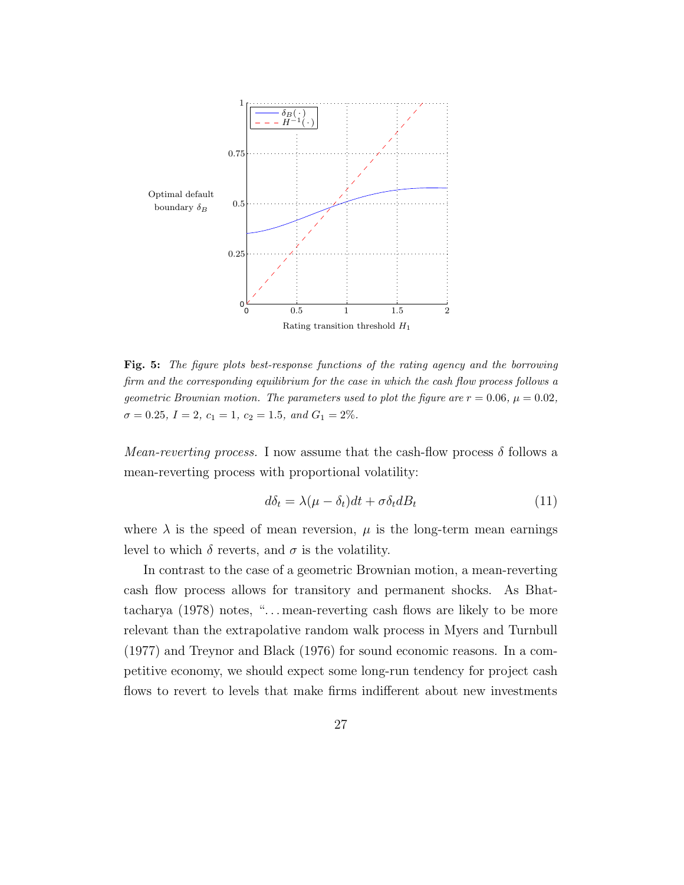**Fig. 5:** *The figure plots best-response functions of the rating agency and the borrowing firm and the corresponding equilibrium for the case in which the cash flow process follows a geometric Brownian motion. The parameters used to plot the figure are $r = 0.06$, $\mu = 0.02$, $\sigma = 0.25$, $I = 2$, $c_1 = 1$, $c_2 = 1.5$, and $G_1 = 2\%$.*

*Mean-reverting process.* I now assume that the cash-flow process $\delta$ follows a mean-reverting process with proportional volatility:

$$d\delta_t = \lambda(\mu - \delta_t)dt + \sigma\delta_t dB_t \tag{11}$$

where $\lambda$ is the speed of mean reversion, $\mu$ is the long-term mean earnings level to which $\delta$ reverts, and $\sigma$ is the volatility.

In contrast to the case of a geometric Brownian motion, a mean-reverting cash flow process allows for transitory and permanent shocks. As Bhattacharya (1978) notes, "…mean-reverting cash flows are likely to be more relevant than the extrapolative random walk process in Myers and Turnbull (1977) and Treynor and Black (1976) for sound economic reasons. In a competitive economy, we should expect some long-run tendency for project cash flows to revert to levels that make firms indifferent about new investments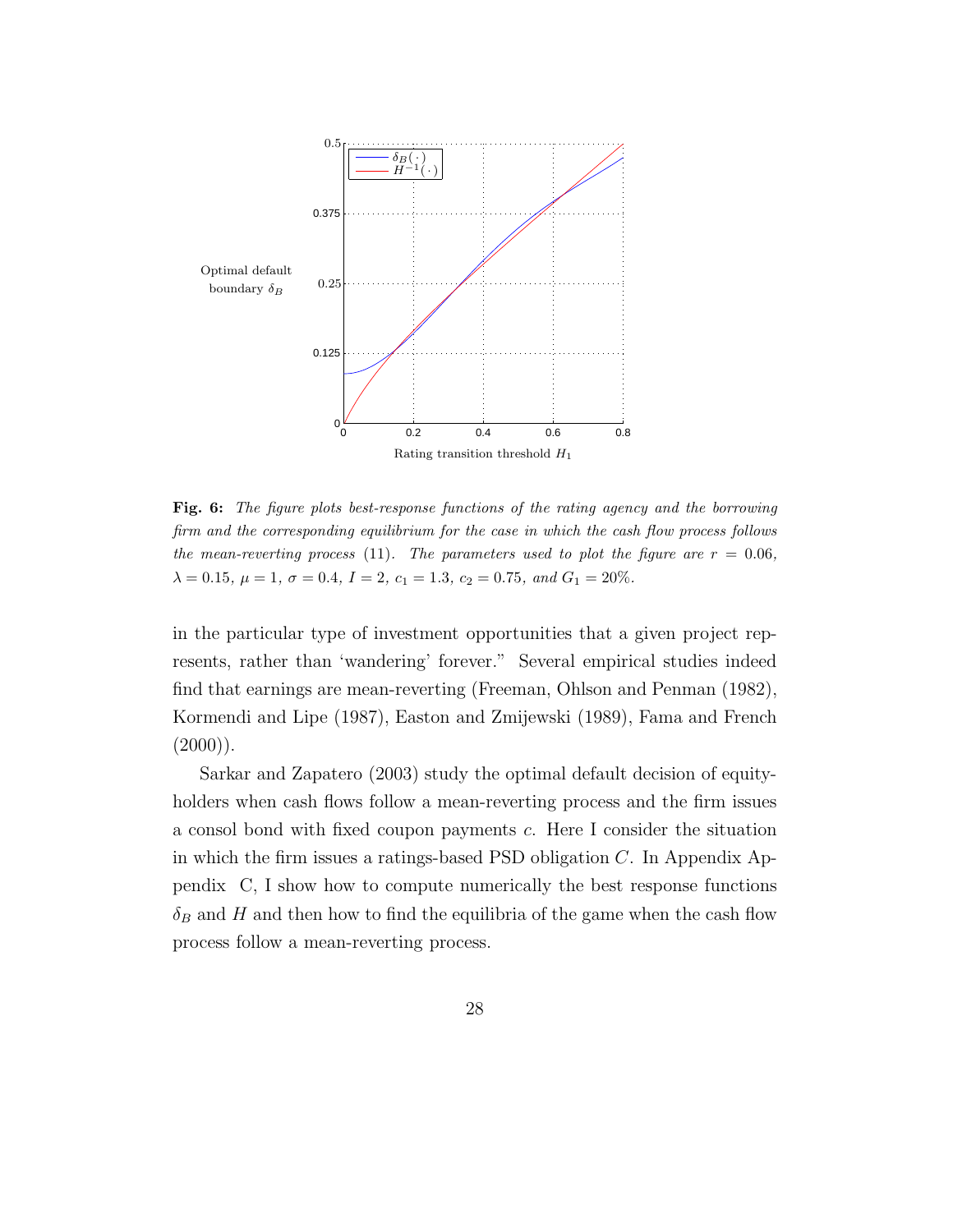**Fig. 6:** *The figure plots best-response functions of the rating agency and the borrowing firm and the corresponding equilibrium for the case in which the cash flow process follows the mean-reverting process* (11). *The parameters used to plot the figure are* $r = 0.06$, $\lambda = 0.15$, $\mu = 1$, $\sigma = 0.4$, $I = 2$, $c_1 = 1.3$, $c_2 = 0.75$, *and* $G_1 = 20\%$.

in the particular type of investment opportunities that a given project represents, rather than 'wandering' forever." Several empirical studies indeed find that earnings are mean-reverting (Freeman, Ohlson and Penman (1982), Kormendi and Lipe (1987), Easton and Zmijewski (1989), Fama and French (2000)).

Sarkar and Zapatero (2003) study the optimal default decision of equityholders when cash flows follow a mean-reverting process and the firm issues a consol bond with fixed coupon payments $c$. Here I consider the situation in which the firm issues a ratings-based PSD obligation $C$. In Appendix Appendix C, I show how to compute numerically the best response functions $\delta_B$ and $H$ and then how to find the equilibria of the game when the cash flow process follow a mean-reverting process.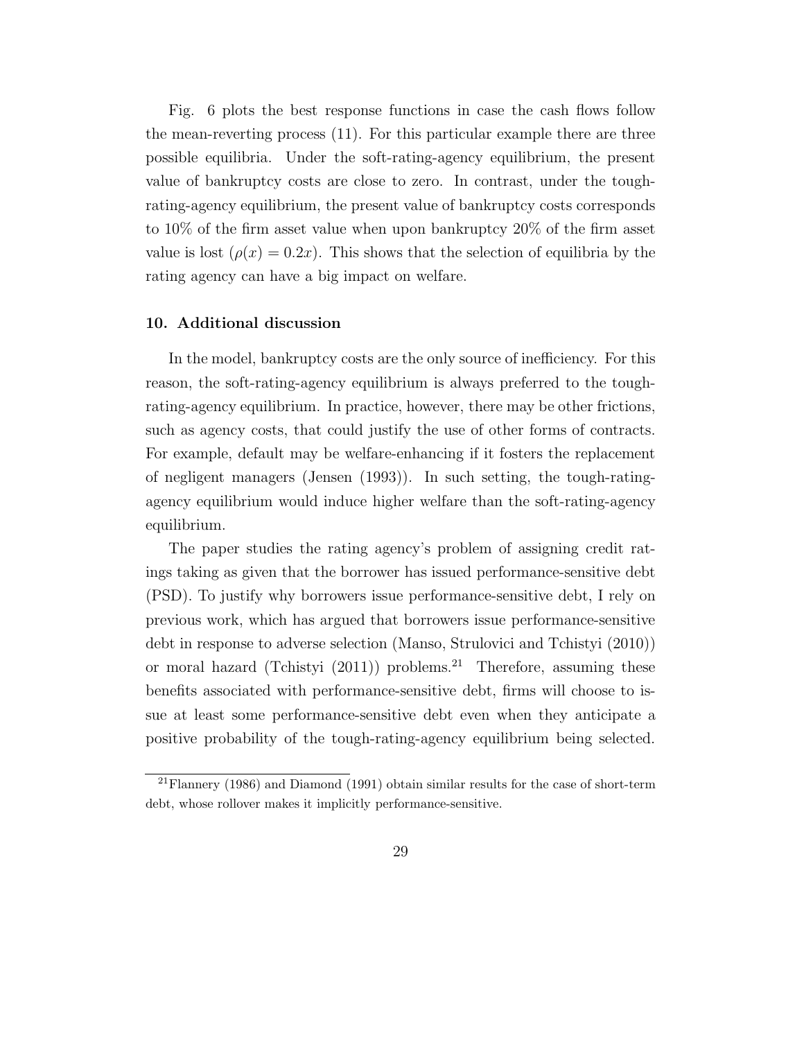Fig. 6 plots the best response functions in case the cash flows follow the mean-reverting process (11). For this particular example there are three possible equilibria. Under the soft-rating-agency equilibrium, the present value of bankruptcy costs are close to zero. In contrast, under the tough-rating-agency equilibrium, the present value of bankruptcy costs corresponds to 10% of the firm asset value when upon bankruptcy 20% of the firm asset value is lost ($\rho(x) = 0.2x$). This shows that the selection of equilibria by the rating agency can have a big impact on welfare.

## 10. Additional discussion

In the model, bankruptcy costs are the only source of inefficiency. For this reason, the soft-rating-agency equilibrium is always preferred to the tough-rating-agency equilibrium. In practice, however, there may be other frictions, such as agency costs, that could justify the use of other forms of contracts. For example, default may be welfare-enhancing if it fosters the replacement of negligent managers (Jensen (1993)). In such setting, the tough-rating-agency equilibrium would induce higher welfare than the soft-rating-agency equilibrium.

The paper studies the rating agency's problem of assigning credit ratings taking as given that the borrower has issued performance-sensitive debt (PSD). To justify why borrowers issue performance-sensitive debt, I rely on previous work, which has argued that borrowers issue performance-sensitive debt in response to adverse selection (Manso, Strulovici and Tchistyi (2010)) or moral hazard (Tchistyi (2011)) problems.[21] Therefore, assuming these benefits associated with performance-sensitive debt, firms will choose to issue at least some performance-sensitive debt even when they anticipate a positive probability of the tough-rating-agency equilibrium being selected.

[21] Flannery (1986) and Diamond (1991) obtain similar results for the case of short-term debt, whose rollover makes it implicitly performance-sensitive.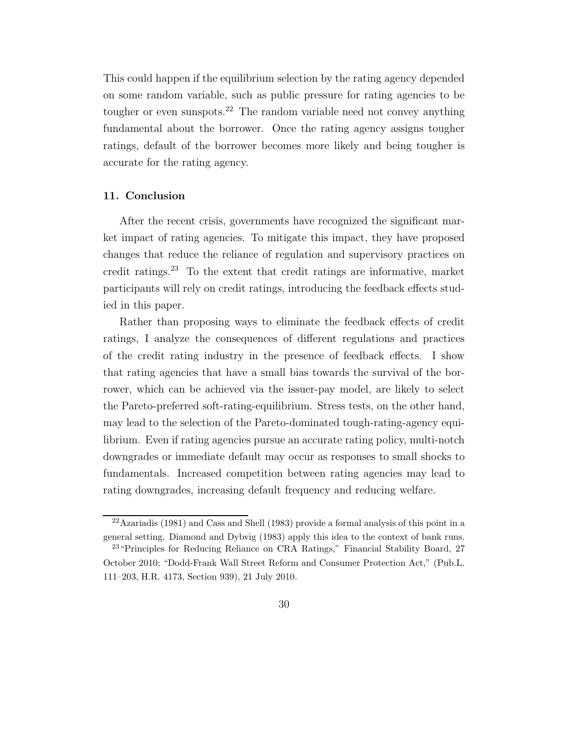This could happen if the equilibrium selection by the rating agency depended on some random variable, such as public pressure for rating agencies to be tougher or even sunspots.[22] The random variable need not convey anything fundamental about the borrower. Once the rating agency assigns tougher ratings, default of the borrower becomes more likely and being tougher is accurate for the rating agency.

### 11. Conclusion

After the recent crisis, governments have recognized the significant market impact of rating agencies. To mitigate this impact, they have proposed changes that reduce the reliance of regulation and supervisory practices on credit ratings.[23] To the extent that credit ratings are informative, market participants will rely on credit ratings, introducing the feedback effects studied in this paper.

Rather than proposing ways to eliminate the feedback effects of credit ratings, I analyze the consequences of different regulations and practices of the credit rating industry in the presence of feedback effects. I show that rating agencies that have a small bias towards the survival of the borrower, which can be achieved via the issuer-pay model, are likely to select the Pareto-preferred soft-rating-equilibrium. Stress tests, on the other hand, may lead to the selection of the Pareto-dominated tough-rating-agency equilibrium. Even if rating agencies pursue an accurate rating policy, multi-notch downgrades or immediate default may occur as responses to small shocks to fundamentals. Increased competition between rating agencies may lead to rating downgrades, increasing default frequency and reducing welfare.

---

[22] Azariadis (1981) and Cass and Shell (1983) provide a formal analysis of this point in a general setting. Diamond and Dybvig (1983) apply this idea to the context of bank runs.

[23] "Principles for Reducing Reliance on CRA Ratings," Financial Stability Board, 27 October 2010; "Dodd-Frank Wall Street Reform and Consumer Protection Act," (Pub.L. 111–203, H.R. 4173, Section 939), 21 July 2010.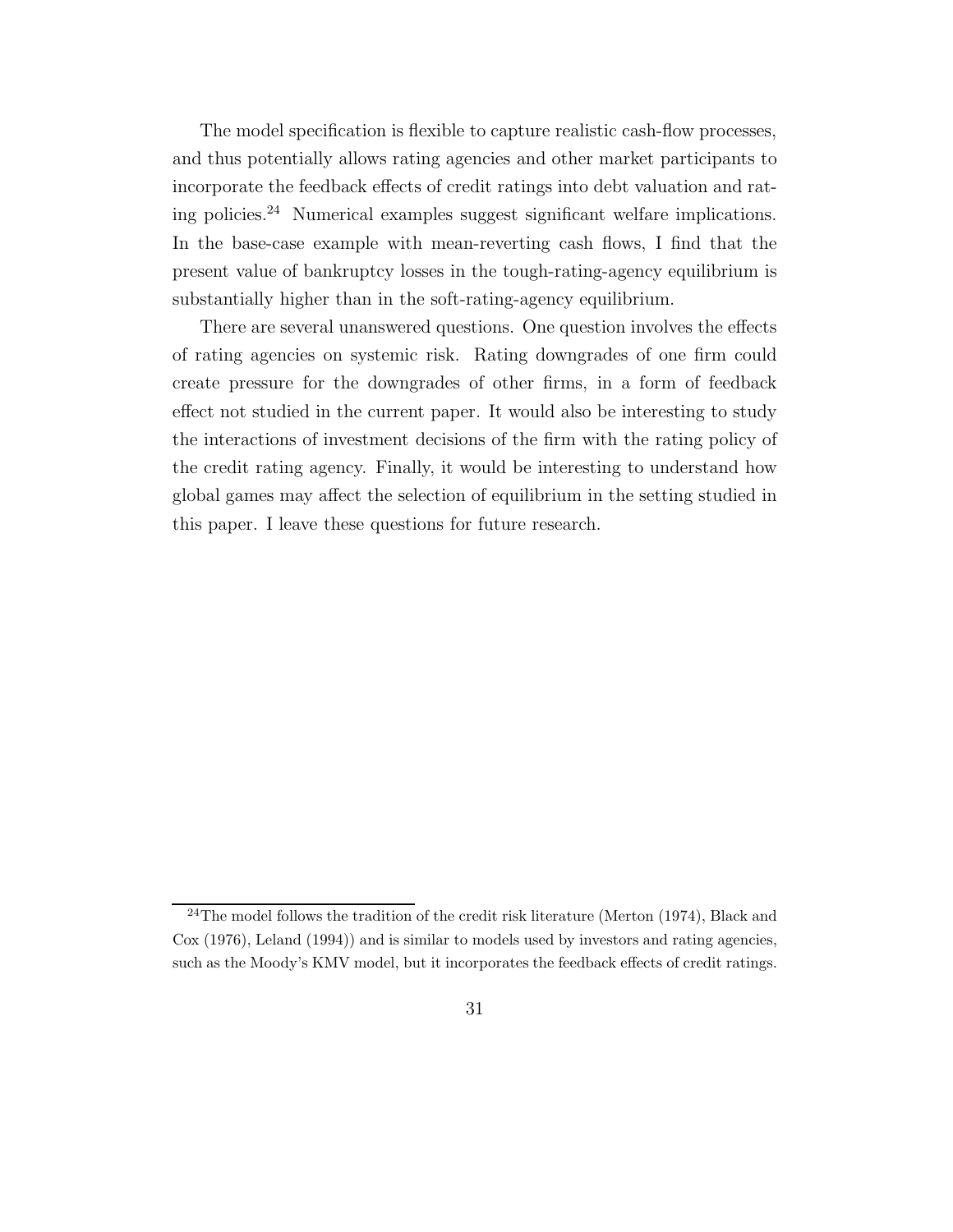The model specification is flexible to capture realistic cash-flow processes, and thus potentially allows rating agencies and other market participants to incorporate the feedback effects of credit ratings into debt valuation and rating policies.[24] Numerical examples suggest significant welfare implications. In the base-case example with mean-reverting cash flows, I find that the present value of bankruptcy losses in the tough-rating-agency equilibrium is substantially higher than in the soft-rating-agency equilibrium.

There are several unanswered questions. One question involves the effects of rating agencies on systemic risk. Rating downgrades of one firm could create pressure for the downgrades of other firms, in a form of feedback effect not studied in the current paper. It would also be interesting to study the interactions of investment decisions of the firm with the rating policy of the credit rating agency. Finally, it would be interesting to understand how global games may affect the selection of equilibrium in the setting studied in this paper. I leave these questions for future research.

[24] The model follows the tradition of the credit risk literature (Merton (1974), Black and Cox (1976), Leland (1994)) and is similar to models used by investors and rating agencies, such as the Moody's KMV model, but it incorporates the feedback effects of credit ratings.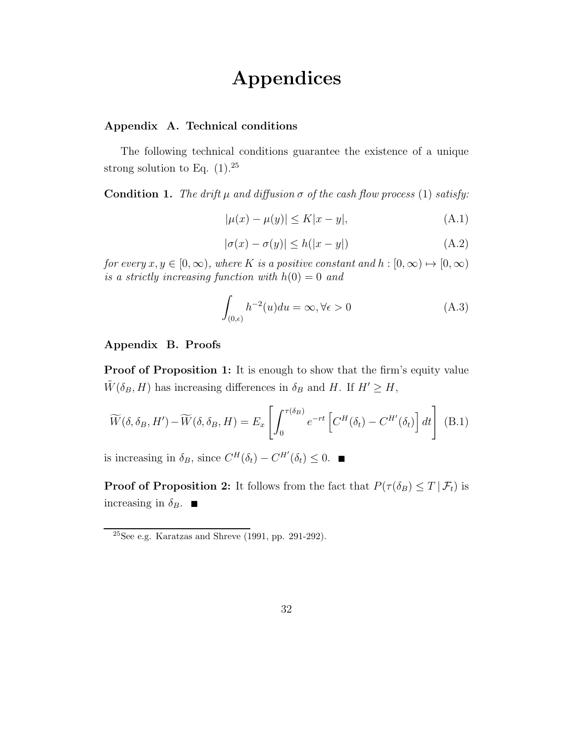# Appendices

### Appendix A. Technical conditions

The following technical conditions guarantee the existence of a unique strong solution to Eq. (1).[25]

**Condition 1.** *The drift $\mu$ and diffusion $\sigma$ of the cash flow process* (1) *satisfy:*

$$|\mu(x) - \mu(y)| \leq K|x - y|, \tag{A.1}$$

$$|\sigma(x) - \sigma(y)| \leq h(|x - y|) \tag{A.2}$$

*for every $x, y \in [0, \infty)$, where $K$ is a positive constant and $h : [0, \infty) \mapsto [0, \infty)$ is a strictly increasing function with $h(0) = 0$ and*

$$\int_{(0,\epsilon)} h^{-2}(u)du = \infty, \forall \epsilon > 0 \tag{A.3}$$

### Appendix B. Proofs

**Proof of Proposition 1:** It is enough to show that the firm's equity value $\tilde{W}(\delta_B, H)$ has increasing differences in $\delta_B$ and $H$. If $H' \geq H$,

$$\widetilde{W}(\delta, \delta_B, H') - \widetilde{W}(\delta, \delta_B, H) = E_x \left[ \int_0^{\tau(\delta_B)} e^{-rt} \left[ C^H(\delta_t) - C^{H'}(\delta_t) \right] dt \right] \tag{B.1}$$

is increasing in $\delta_B$, since $C^H(\delta_t) - C^{H'}(\delta_t) \leq 0$. ■

**Proof of Proposition 2:** It follows from the fact that $P(\tau(\delta_B) \leq T \,|\, \mathcal{F}_t)$ is increasing in $\delta_B$. ■

[25] See e.g. Karatzas and Shreve (1991, pp. 291-292).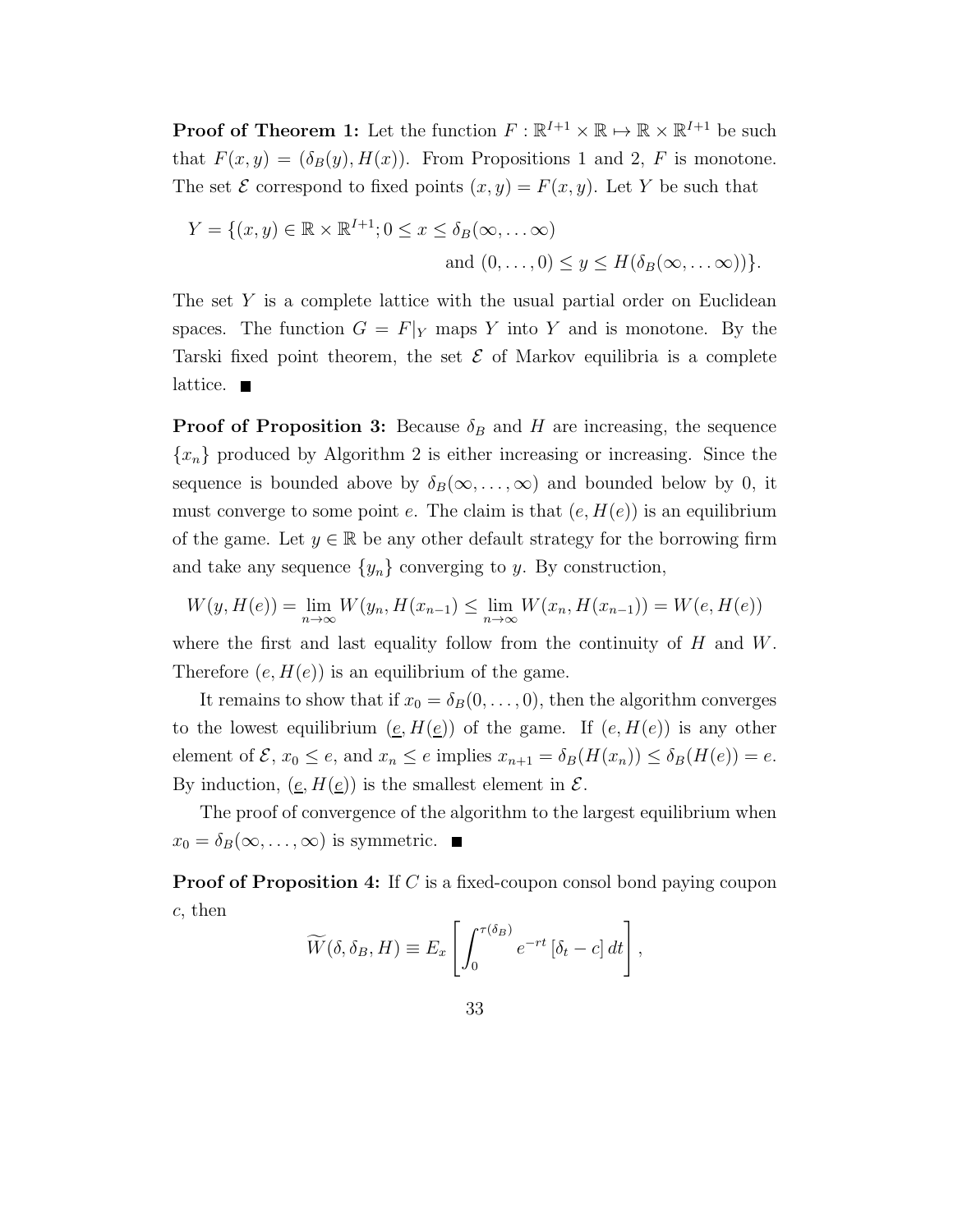**Proof of Theorem 1:** Let the function $F : \mathbb{R}^{I+1} \times \mathbb{R} \mapsto \mathbb{R} \times \mathbb{R}^{I+1}$ be such that $F(x, y) = (\delta_B(y), H(x))$. From Propositions 1 and 2, $F$ is monotone. The set $\mathcal{E}$ correspond to fixed points $(x, y) = F(x, y)$. Let $Y$ be such that

$$Y = \{(x, y) \in \mathbb{R} \times \mathbb{R}^{I+1}; 0 \leq x \leq \delta_B(\infty, \ldots \infty) \text{ and } (0, \ldots, 0) \leq y \leq H(\delta_B(\infty, \ldots \infty))\}.$$

The set $Y$ is a complete lattice with the usual partial order on Euclidean spaces. The function $G = F|_Y$ maps $Y$ into $Y$ and is monotone. By the Tarski fixed point theorem, the set $\mathcal{E}$ of Markov equilibria is a complete lattice. ■

**Proof of Proposition 3:** Because $\delta_B$ and $H$ are increasing, the sequence $\{x_n\}$ produced by Algorithm 2 is either increasing or increasing. Since the sequence is bounded above by $\delta_B(\infty, \ldots, \infty)$ and bounded below by 0, it must converge to some point $e$. The claim is that $(e, H(e))$ is an equilibrium of the game. Let $y \in \mathbb{R}$ be any other default strategy for the borrowing firm and take any sequence $\{y_n\}$ converging to $y$. By construction,

$$W(y, H(e)) = \lim_{n\to\infty} W(y_n, H(x_{n-1}) \leq \lim_{n\to\infty} W(x_n, H(x_{n-1})) = W(e, H(e))$$

where the first and last equality follow from the continuity of $H$ and $W$. Therefore $(e, H(e))$ is an equilibrium of the game.

It remains to show that if $x_0 = \delta_B(0, \ldots, 0)$, then the algorithm converges to the lowest equilibrium $(\underline{e}, H(\underline{e}))$ of the game. If $(e, H(e))$ is any other element of $\mathcal{E}$, $x_0 \leq e$, and $x_n \leq e$ implies $x_{n+1} = \delta_B(H(x_n)) \leq \delta_B(H(e)) = e$. By induction, $(\underline{e}, H(\underline{e}))$ is the smallest element in $\mathcal{E}$.

The proof of convergence of the algorithm to the largest equilibrium when $x_0 = \delta_B(\infty, \ldots, \infty)$ is symmetric. ■

**Proof of Proposition 4:** If $C$ is a fixed-coupon consol bond paying coupon $c$, then

$$\widetilde{W}(\delta, \delta_B, H) \equiv E_x \left[ \int_0^{\tau(\delta_B)} e^{-rt} \left[\delta_t - c\right] dt \right],$$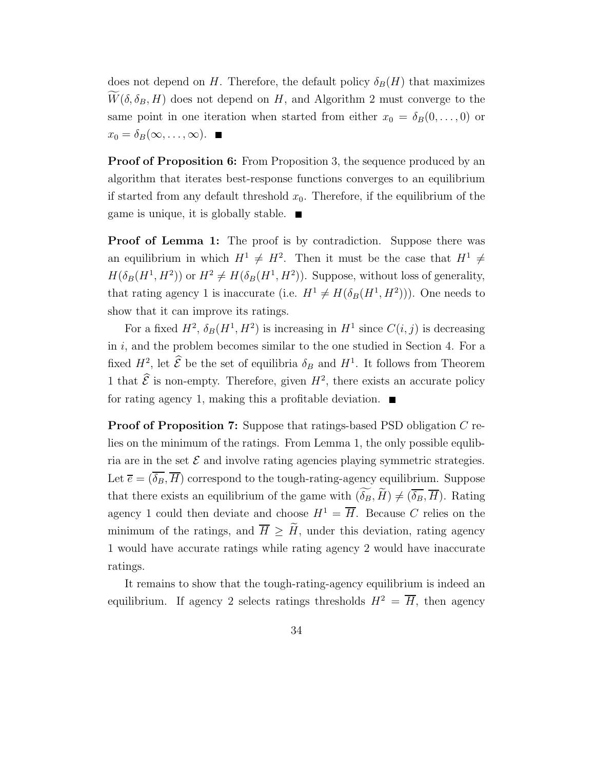does not depend on $H$. Therefore, the default policy $\delta_B(H)$ that maximizes $\widetilde{W}(\delta, \delta_B, H)$ does not depend on $H$, and Algorithm 2 must converge to the same point in one iteration when started from either $x_0 = \delta_B(0, \ldots, 0)$ or $x_0 = \delta_B(\infty, \ldots, \infty)$. ■

**Proof of Proposition 6:** From Proposition 3, the sequence produced by an algorithm that iterates best-response functions converges to an equilibrium if started from any default threshold $x_0$. Therefore, if the equilibrium of the game is unique, it is globally stable. ■

**Proof of Lemma 1:** The proof is by contradiction. Suppose there was an equilibrium in which $H^1 \neq H^2$. Then it must be the case that $H^1 \neq H(\delta_B(H^1, H^2))$ or $H^2 \neq H(\delta_B(H^1, H^2))$. Suppose, without loss of generality, that rating agency 1 is inaccurate (i.e. $H^1 \neq H(\delta_B(H^1, H^2))$). One needs to show that it can improve its ratings.

For a fixed $H^2$, $\delta_B(H^1, H^2)$ is increasing in $H^1$ since $C(i, j)$ is decreasing in $i$, and the problem becomes similar to the one studied in Section 4. For a fixed $H^2$, let $\widehat{\mathcal{E}}$ be the set of equilibria $\delta_B$ and $H^1$. It follows from Theorem 1 that $\widehat{\mathcal{E}}$ is non-empty. Therefore, given $H^2$, there exists an accurate policy for rating agency 1, making this a profitable deviation. ■

**Proof of Proposition 7:** Suppose that ratings-based PSD obligation $C$ relies on the minimum of the ratings. From Lemma 1, the only possible equlibria are in the set $\mathcal{E}$ and involve rating agencies playing symmetric strategies. Let $\overline{e} = (\overline{\delta_B}, \overline{H})$ correspond to the tough-rating-agency equilibrium. Suppose that there exists an equilibrium of the game with $(\widetilde{\delta_B}, \widetilde{H}) \neq (\overline{\delta_B}, \overline{H})$. Rating agency 1 could then deviate and choose $H^1 = \overline{H}$. Because $C$ relies on the minimum of the ratings, and $\overline{H} \geq \widetilde{H}$, under this deviation, rating agency 1 would have accurate ratings while rating agency 2 would have inaccurate ratings.

It remains to show that the tough-rating-agency equilibrium is indeed an equilibrium. If agency 2 selects ratings thresholds $H^2 = \overline{H}$, then agency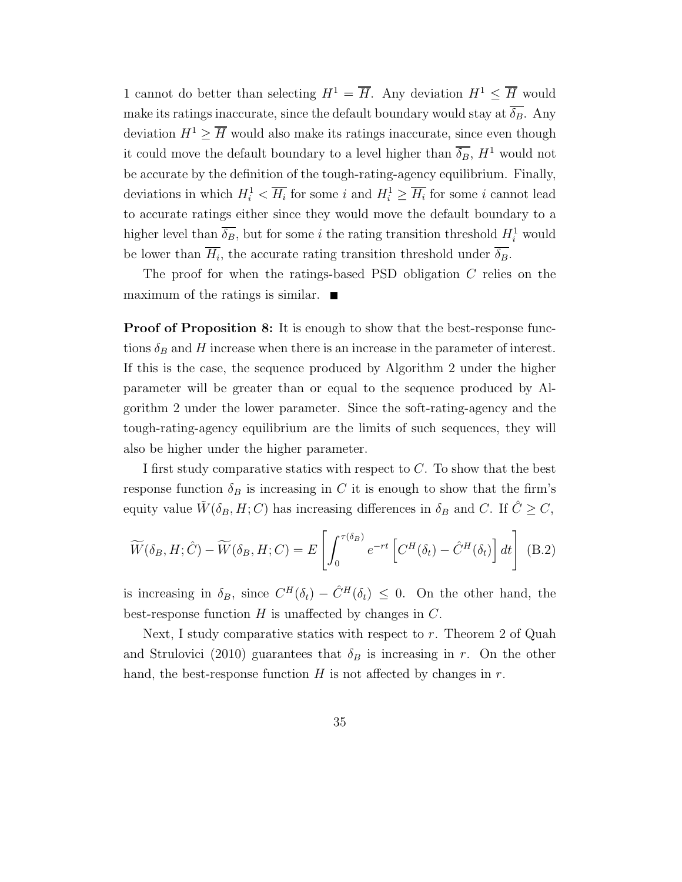1 cannot do better than selecting $H^1 = \overline{H}$. Any deviation $H^1 \leq \overline{H}$ would make its ratings inaccurate, since the default boundary would stay at $\overline{\delta_B}$. Any deviation $H^1 \geq \overline{H}$ would also make its ratings inaccurate, since even though it could move the default boundary to a level higher than $\overline{\delta_B}$, $H^1$ would not be accurate by the definition of the tough-rating-agency equilibrium. Finally, deviations in which $H_i^1 < \overline{H_i}$ for some $i$ and $H_i^1 \geq \overline{H_i}$ for some $i$ cannot lead to accurate ratings either since they would move the default boundary to a higher level than $\overline{\delta_B}$, but for some $i$ the rating transition threshold $H_i^1$ would be lower than $\overline{H_i}$, the accurate rating transition threshold under $\overline{\delta_B}$.

The proof for when the ratings-based PSD obligation $C$ relies on the maximum of the ratings is similar. ■

**Proof of Proposition 8:** It is enough to show that the best-response functions $\delta_B$ and $H$ increase when there is an increase in the parameter of interest. If this is the case, the sequence produced by Algorithm 2 under the higher parameter will be greater than or equal to the sequence produced by Algorithm 2 under the lower parameter. Since the soft-rating-agency and the tough-rating-agency equilibrium are the limits of such sequences, they will also be higher under the higher parameter.

I first study comparative statics with respect to $C$. To show that the best response function $\delta_B$ is increasing in $C$ it is enough to show that the firm's equity value $\tilde{W}(\delta_B, H; C)$ has increasing differences in $\delta_B$ and $C$. If $\hat{C} \geq C$,

$$\widetilde{W}(\delta_B, H; \hat{C}) - \widetilde{W}(\delta_B, H; C) = E\left[\int_0^{\tau(\delta_B)} e^{-rt}\left[C^H(\delta_t) - \hat{C}^H(\delta_t)\right] dt\right] \quad \text{(B.2)}$$

is increasing in $\delta_B$, since $C^H(\delta_t) - \hat{C}^H(\delta_t) \leq 0$. On the other hand, the best-response function $H$ is unaffected by changes in $C$.

Next, I study comparative statics with respect to $r$. Theorem 2 of Quah and Strulovici (2010) guarantees that $\delta_B$ is increasing in $r$. On the other hand, the best-response function $H$ is not affected by changes in $r$.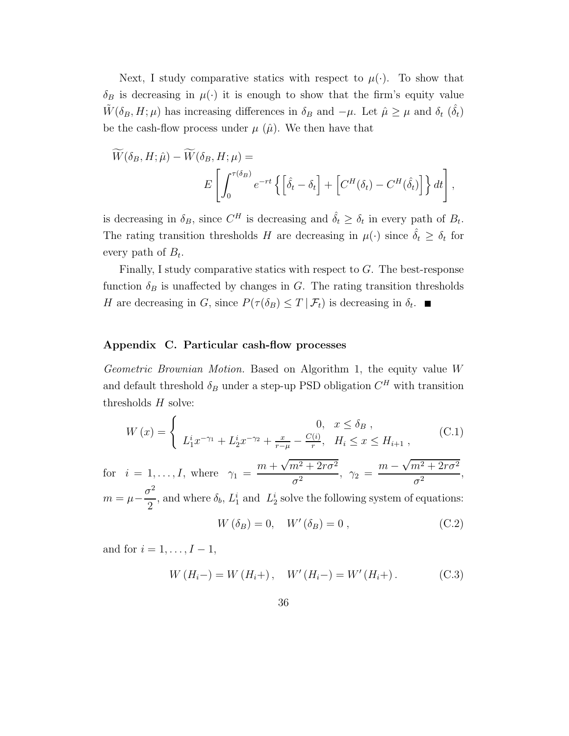Next, I study comparative statics with respect to $\mu(\cdot)$. To show that $\delta_B$ is decreasing in $\mu(\cdot)$ it is enough to show that the firm's equity value $\tilde{W}(\delta_B, H; \mu)$ has increasing differences in $\delta_B$ and $-\mu$. Let $\hat{\mu} \geq \mu$ and $\delta_t$ ($\hat{\delta}_t$) be the cash-flow process under $\mu$ ($\hat{\mu}$). We then have that

$$\widetilde{W}(\delta_B, H; \hat{\mu}) - \widetilde{W}(\delta_B, H; \mu) = \\ E\left[\int_0^{\tau(\delta_B)} e^{-rt}\left\{\left[\hat{\delta}_t - \delta_t\right] + \left[C^H(\delta_t) - C^H(\hat{\delta}_t)\right]\right\} dt\right],$$

is decreasing in $\delta_B$, since $C^H$ is decreasing and $\hat{\delta}_t \geq \delta_t$ in every path of $B_t$. The rating transition thresholds $H$ are decreasing in $\mu(\cdot)$ since $\hat{\delta}_t \geq \delta_t$ for every path of $B_t$.

Finally, I study comparative statics with respect to $G$. The best-response function $\delta_B$ is unaffected by changes in $G$. The rating transition thresholds $H$ are decreasing in $G$, since $P(\tau(\delta_B) \leq T \,|\, \mathcal{F}_t)$ is decreasing in $\delta_t$. ∎

### Appendix C. Particular cash-flow processes

*Geometric Brownian Motion.* Based on Algorithm 1, the equity value $W$ and default threshold $\delta_B$ under a step-up PSD obligation $C^H$ with transition thresholds $H$ solve:

$$W(x) = \begin{cases} 0, & x \leq \delta_B \,, \\ L_1^i x^{-\gamma_1} + L_2^i x^{-\gamma_2} + \frac{x}{r-\mu} - \frac{C(i)}{r}, & H_i \leq x \leq H_{i+1} \,, \end{cases} \tag{C.1}$$

for $i = 1, \ldots, I$, where $\gamma_1 = \dfrac{m + \sqrt{m^2 + 2r\sigma^2}}{\sigma^2}$, $\gamma_2 = \dfrac{m - \sqrt{m^2 + 2r\sigma^2}}{\sigma^2}$, $m = \mu - \dfrac{\sigma^2}{2}$, and where $\delta_b$, $L_1^i$ and $L_2^i$ solve the following system of equations:

$$W(\delta_B) = 0, \quad W'(\delta_B) = 0 \,, \tag{C.2}$$

and for $i = 1, \ldots, I-1$,

$$W(H_i -) = W(H_i +) \,, \quad W'(H_i -) = W'(H_i +) \,. \tag{C.3}$$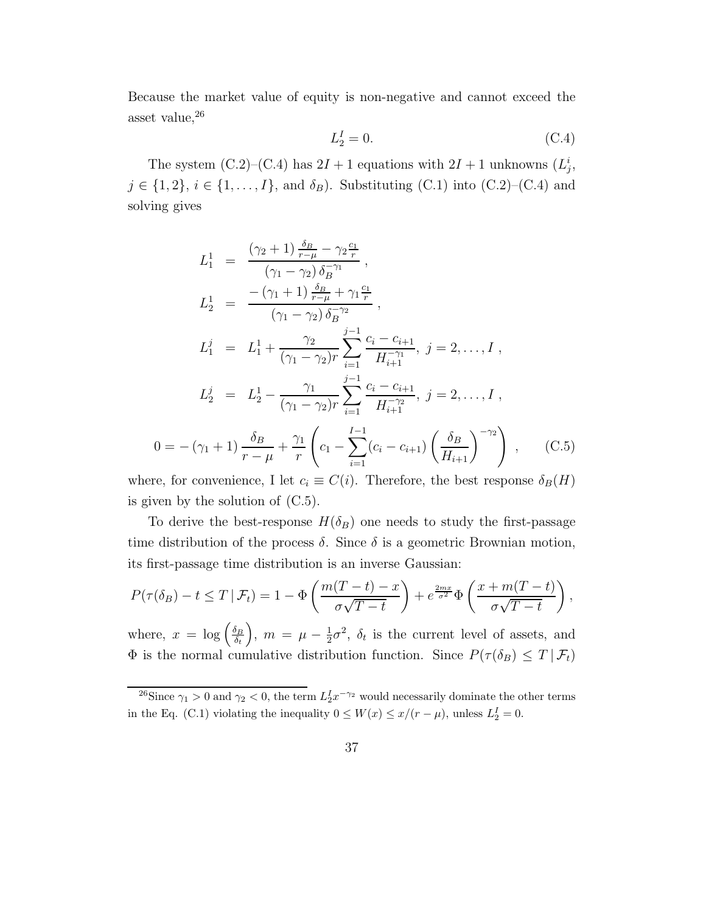Because the market value of equity is non-negative and cannot exceed the asset value,[26]

$$L_2^I = 0. \tag{C.4}$$

The system (C.2)–(C.4) has $2I+1$ equations with $2I+1$ unknowns ($L_j^i$, $j \in \{1,2\}$, $i \in \{1,\ldots,I\}$, and $\delta_B$). Substituting (C.1) into (C.2)–(C.4) and solving gives

$$
\begin{aligned}
L_1^1 &= \frac{(\gamma_2+1)\frac{\delta_B}{r-\mu} - \gamma_2 \frac{c_1}{r}}{(\gamma_1-\gamma_2)\,\delta_B^{-\gamma_1}}\,, \\
L_2^1 &= \frac{-(\gamma_1+1)\frac{\delta_B}{r-\mu} + \gamma_1 \frac{c_1}{r}}{(\gamma_1-\gamma_2)\,\delta_B^{-\gamma_2}}\,, \\
L_1^j &= L_1^1 + \frac{\gamma_2}{(\gamma_1-\gamma_2)r}\sum_{i=1}^{j-1}\frac{c_i - c_{i+1}}{H_{i+1}^{-\gamma_1}},\ j=2,\ldots,I\,, \\
L_2^j &= L_2^1 - \frac{\gamma_1}{(\gamma_1-\gamma_2)r}\sum_{i=1}^{j-1}\frac{c_i - c_{i+1}}{H_{i+1}^{-\gamma_2}},\ j=2,\ldots,I\,, \\
0 &= -(\gamma_1+1)\frac{\delta_B}{r-\mu} + \frac{\gamma_1}{r}\left(c_1 - \sum_{i=1}^{I-1}(c_i - c_{i+1})\left(\frac{\delta_B}{H_{i+1}}\right)^{-\gamma_2}\right)\,,
\end{aligned}
\tag{C.5}
$$

where, for convenience, I let $c_i \equiv C(i)$. Therefore, the best response $\delta_B(H)$ is given by the solution of (C.5).

To derive the best-response $H(\delta_B)$ one needs to study the first-passage time distribution of the process $\delta$. Since $\delta$ is a geometric Brownian motion, its first-passage time distribution is an inverse Gaussian:

$$P(\tau(\delta_B) - t \leq T \mid \mathcal{F}_t) = 1 - \Phi\left(\frac{m(T-t) - x}{\sigma\sqrt{T-t}}\right) + e^{\frac{2mx}{\sigma^2}}\Phi\left(\frac{x + m(T-t)}{\sigma\sqrt{T-t}}\right),$$

where, $x = \log\left(\frac{\delta_B}{\delta_t}\right)$, $m = \mu - \frac{1}{2}\sigma^2$, $\delta_t$ is the current level of assets, and $\Phi$ is the normal cumulative distribution function. Since $P(\tau(\delta_B) \leq T \mid \mathcal{F}_t)$

[26] Since $\gamma_1 > 0$ and $\gamma_2 < 0$, the term $L_2^I x^{-\gamma_2}$ would necessarily dominate the other terms in the Eq. (C.1) violating the inequality $0 \leq W(x) \leq x/(r-\mu)$, unless $L_2^I = 0$.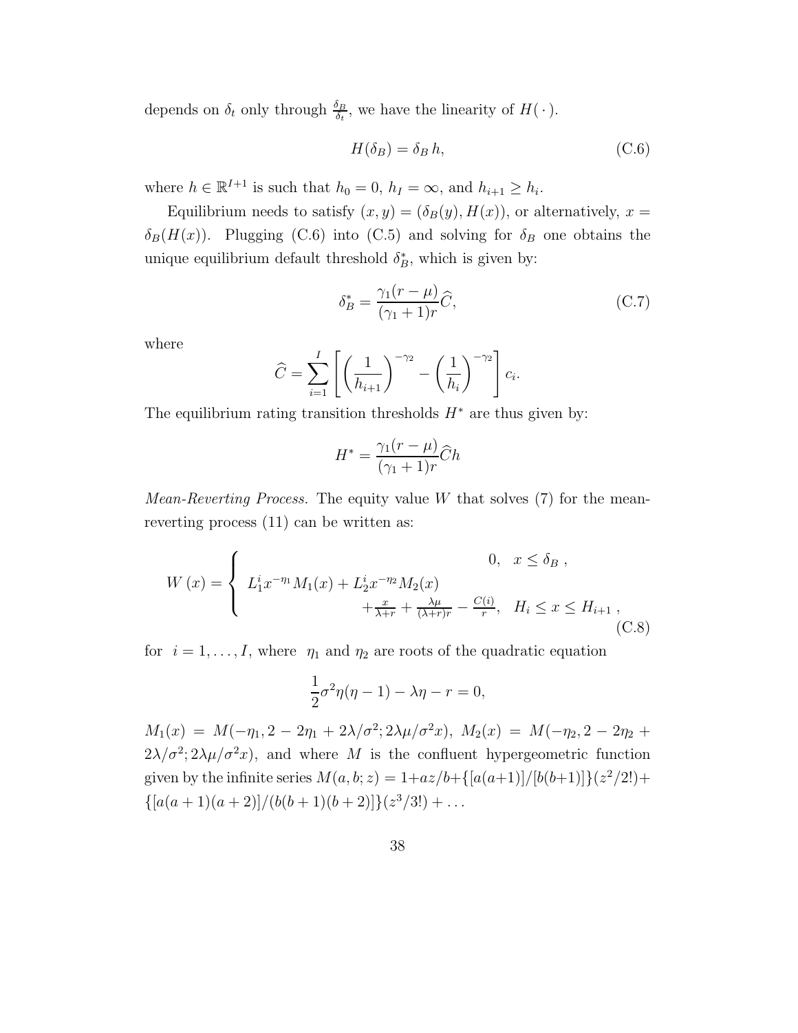depends on $\delta_t$ only through $\frac{\delta_B}{\delta_t}$, we have the linearity of $H(\,\cdot\,)$.

$$H(\delta_B) = \delta_B \, h, \tag{C.6}$$

where $h \in \mathbb{R}^{I+1}$ is such that $h_0 = 0$, $h_I = \infty$, and $h_{i+1} \geq h_i$.

Equilibrium needs to satisfy $(x, y) = (\delta_B(y), H(x))$, or alternatively, $x = \delta_B(H(x))$. Plugging (C.6) into (C.5) and solving for $\delta_B$ one obtains the unique equilibrium default threshold $\delta_B^*$, which is given by:

$$\delta_B^* = \frac{\gamma_1(r-\mu)}{(\gamma_1+1)r}\widehat{C}, \tag{C.7}$$

where

$$\widehat{C} = \sum_{i=1}^{I} \left[ \left(\frac{1}{h_{i+1}}\right)^{-\gamma_2} - \left(\frac{1}{h_i}\right)^{-\gamma_2} \right] c_i.$$

The equilibrium rating transition thresholds $H^*$ are thus given by:

$$H^* = \frac{\gamma_1(r-\mu)}{(\gamma_1+1)r}\widehat{C}h$$

*Mean-Reverting Process.* The equity value $W$ that solves (7) for the mean-reverting process (11) can be written as:

$$W(x) = \begin{cases} 0, & x \leq \delta_B \,, \\ L_1^i x^{-\eta_1} M_1(x) + L_2^i x^{-\eta_2} M_2(x) + \frac{x}{\lambda+r} + \frac{\lambda\mu}{(\lambda+r)r} - \frac{C(i)}{r}, & H_i \leq x \leq H_{i+1} \,, \end{cases} \tag{C.8}$$

for $i = 1, \ldots, I$, where $\eta_1$ and $\eta_2$ are roots of the quadratic equation

$$\frac{1}{2}\sigma^2\eta(\eta-1) - \lambda\eta - r = 0,$$

$M_1(x) = M(-\eta_1, 2 - 2\eta_1 + 2\lambda/\sigma^2; 2\lambda\mu/\sigma^2 x)$, $M_2(x) = M(-\eta_2, 2 - 2\eta_2 + 2\lambda/\sigma^2; 2\lambda\mu/\sigma^2 x)$, and where $M$ is the confluent hypergeometric function given by the infinite series $M(a, b; z) = 1 + az/b + \{[a(a+1)]/[b(b+1)]\}(z^2/2!) + \{[a(a+1)(a+2)]/(b(b+1)(b+2)]\}(z^3/3!) + \ldots$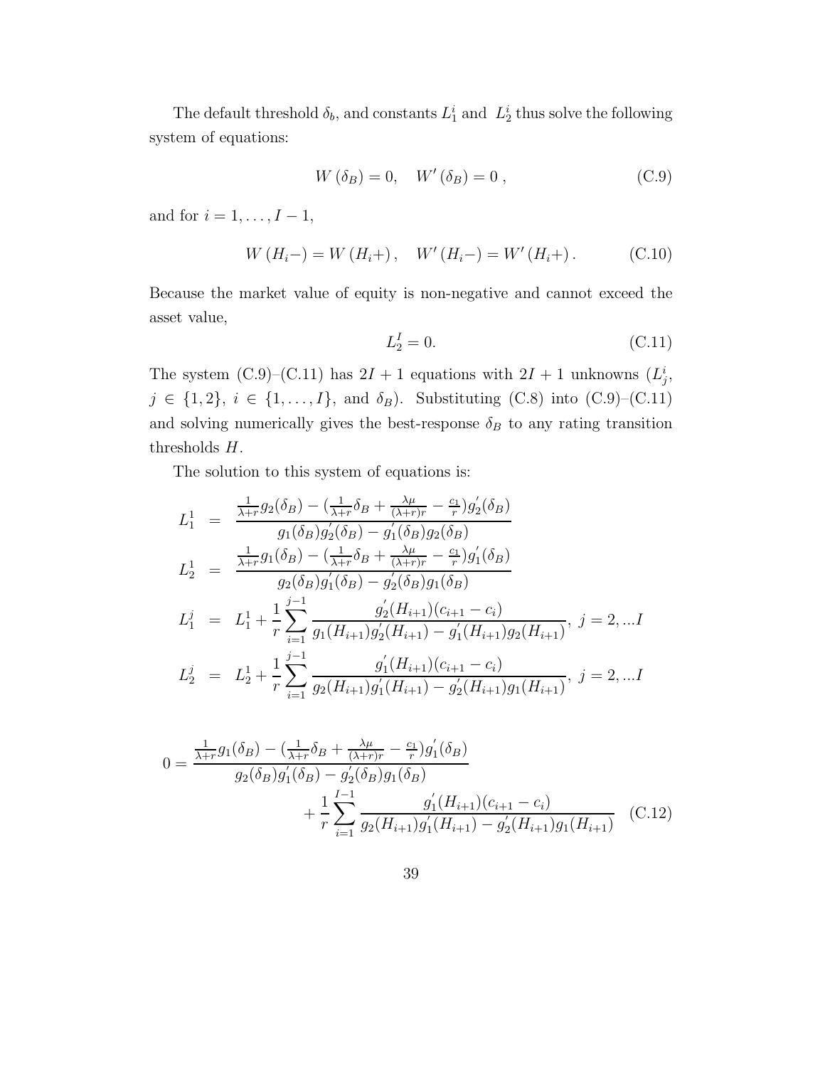The default threshold $\delta_b$, and constants $L_1^i$ and $L_2^i$ thus solve the following system of equations:

$$W(\delta_B) = 0, \quad W'(\delta_B) = 0\ , \tag{C.9}$$

and for $i = 1, \ldots, I-1$,

$$W(H_i-) = W(H_i+), \quad W'(H_i-) = W'(H_i+). \tag{C.10}$$

Because the market value of equity is non-negative and cannot exceed the asset value,

$$L_2^I = 0. \tag{C.11}$$

The system (C.9)–(C.11) has $2I+1$ equations with $2I+1$ unknowns ($L_j^i$, $j \in \{1,2\}$, $i \in \{1, \ldots, I\}$, and $\delta_B$). Substituting (C.8) into (C.9)–(C.11) and solving numerically gives the best-response $\delta_B$ to any rating transition thresholds $H$.

The solution to this system of equations is:

$$
\begin{aligned}
L_1^1 &= \frac{\frac{1}{\lambda+r} g_2(\delta_B) - (\frac{1}{\lambda+r}\delta_B + \frac{\lambda\mu}{(\lambda+r)r} - \frac{c_1}{r}) g_2'(\delta_B)}{g_1(\delta_B) g_2'(\delta_B) - g_1'(\delta_B) g_2(\delta_B)} \\
L_2^1 &= \frac{\frac{1}{\lambda+r} g_1(\delta_B) - (\frac{1}{\lambda+r}\delta_B + \frac{\lambda\mu}{(\lambda+r)r} - \frac{c_1}{r}) g_1'(\delta_B)}{g_2(\delta_B) g_1'(\delta_B) - g_2'(\delta_B) g_1(\delta_B)} \\
L_1^j &= L_1^1 + \frac{1}{r} \sum_{i=1}^{j-1} \frac{g_2'(H_{i+1})(c_{i+1} - c_i)}{g_1(H_{i+1}) g_2'(H_{i+1}) - g_1'(H_{i+1}) g_2(H_{i+1})}, \ j = 2, \ldots I \\
L_2^j &= L_2^1 + \frac{1}{r} \sum_{i=1}^{j-1} \frac{g_1'(H_{i+1})(c_{i+1} - c_i)}{g_2(H_{i+1}) g_1'(H_{i+1}) - g_2'(H_{i+1}) g_1(H_{i+1})}, \ j = 2, \ldots I
\end{aligned}
$$

$$
\begin{aligned}
0 = &\frac{\frac{1}{\lambda+r} g_1(\delta_B) - (\frac{1}{\lambda+r}\delta_B + \frac{\lambda\mu}{(\lambda+r)r} - \frac{c_1}{r}) g_1'(\delta_B)}{g_2(\delta_B) g_1'(\delta_B) - g_2'(\delta_B) g_1(\delta_B)} \\
&+ \frac{1}{r} \sum_{i=1}^{I-1} \frac{g_1'(H_{i+1})(c_{i+1} - c_i)}{g_2(H_{i+1}) g_1'(H_{i+1}) - g_2'(H_{i+1}) g_1(H_{i+1})}
\end{aligned} \tag{C.12}
$$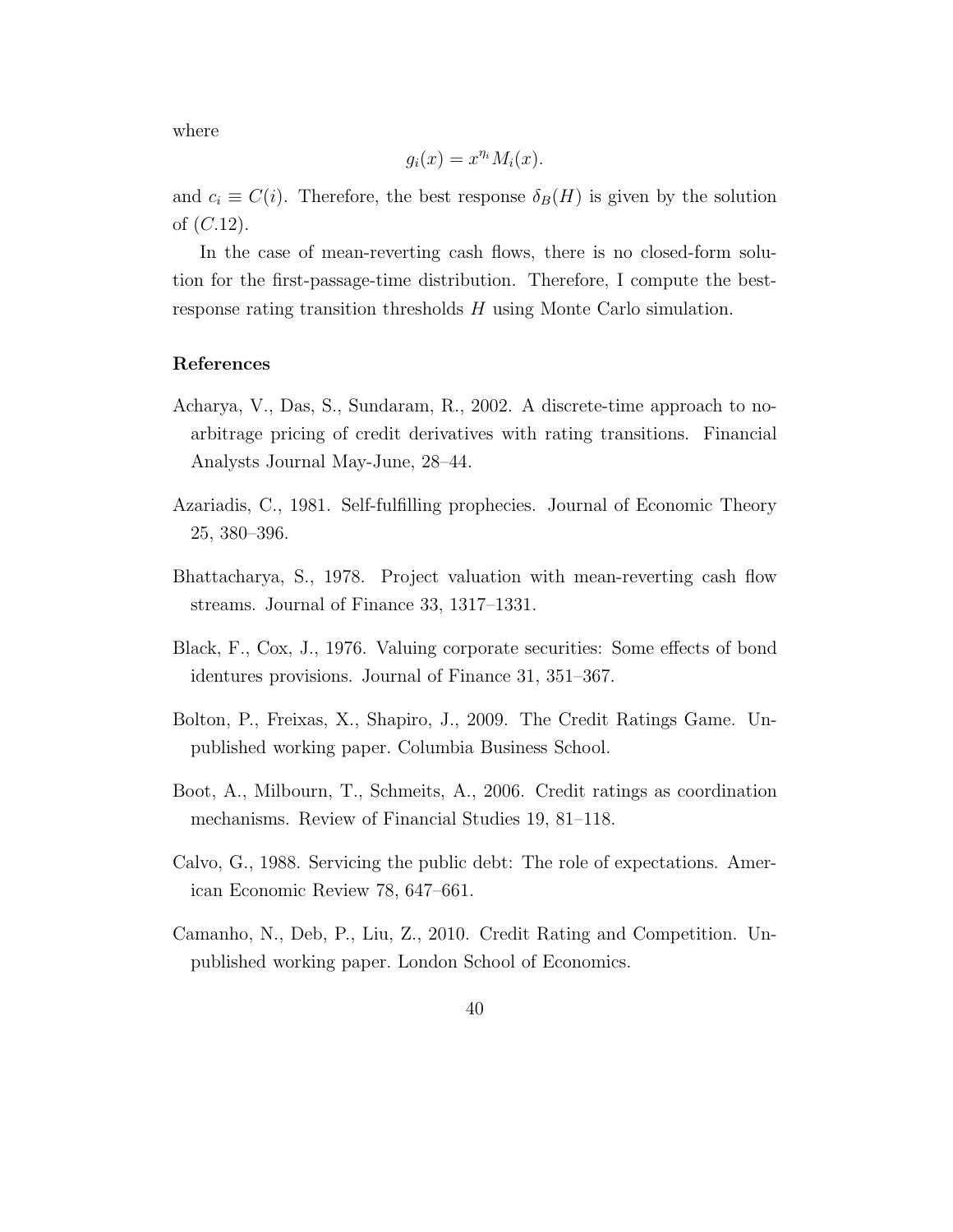where

$$g_i(x) = x^{\eta_i} M_i(x).$$

and $c_i \equiv C(i)$. Therefore, the best response $\delta_B(H)$ is given by the solution of $(C.12)$.

In the case of mean-reverting cash flows, there is no closed-form solution for the first-passage-time distribution. Therefore, I compute the best-response rating transition thresholds $H$ using Monte Carlo simulation.

**References**

Acharya, V., Das, S., Sundaram, R., 2002. A discrete-time approach to no-arbitrage pricing of credit derivatives with rating transitions. Financial Analysts Journal May-June, 28–44.

Azariadis, C., 1981. Self-fulfilling prophecies. Journal of Economic Theory 25, 380–396.

Bhattacharya, S., 1978. Project valuation with mean-reverting cash flow streams. Journal of Finance 33, 1317–1331.

Black, F., Cox, J., 1976. Valuing corporate securities: Some effects of bond identures provisions. Journal of Finance 31, 351–367.

Bolton, P., Freixas, X., Shapiro, J., 2009. The Credit Ratings Game. Unpublished working paper. Columbia Business School.

Boot, A., Milbourn, T., Schmeits, A., 2006. Credit ratings as coordination mechanisms. Review of Financial Studies 19, 81–118.

Calvo, G., 1988. Servicing the public debt: The role of expectations. American Economic Review 78, 647–661.

Camanho, N., Deb, P., Liu, Z., 2010. Credit Rating and Competition. Unpublished working paper. London School of Economics.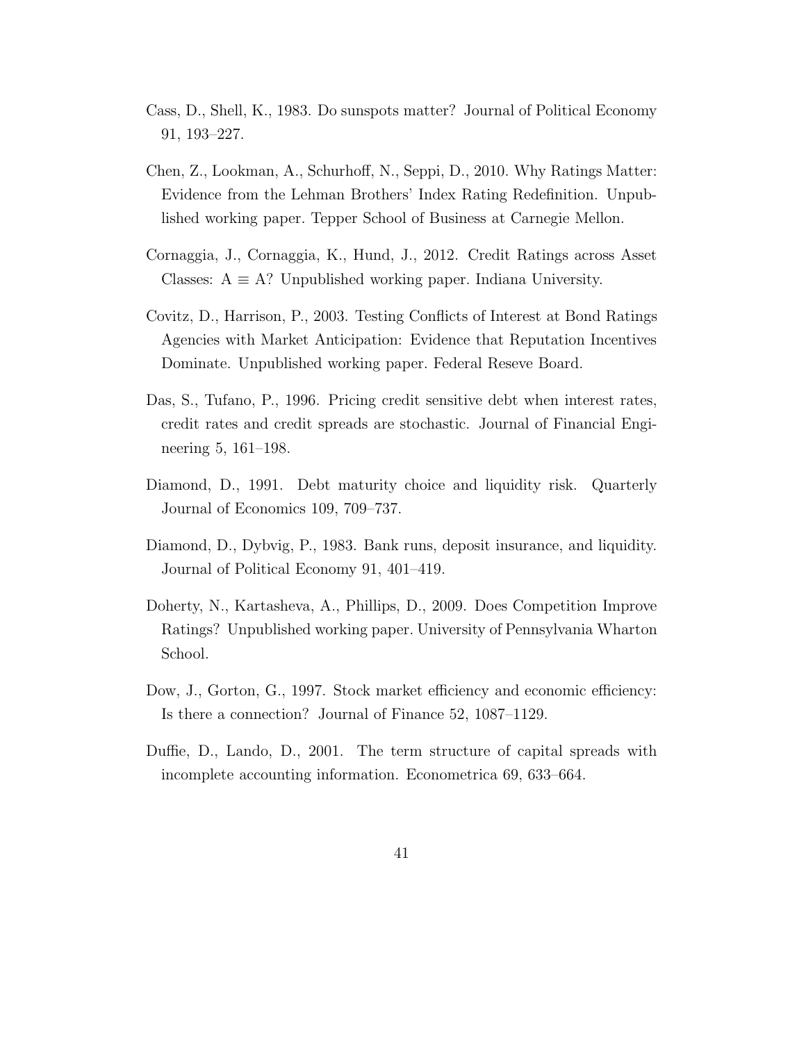Cass, D., Shell, K., 1983. Do sunspots matter? Journal of Political Economy 91, 193–227.

Chen, Z., Lookman, A., Schurhoff, N., Seppi, D., 2010. Why Ratings Matter: Evidence from the Lehman Brothers' Index Rating Redefinition. Unpublished working paper. Tepper School of Business at Carnegie Mellon.

Cornaggia, J., Cornaggia, K., Hund, J., 2012. Credit Ratings across Asset Classes: A $\equiv$ A? Unpublished working paper. Indiana University.

Covitz, D., Harrison, P., 2003. Testing Conflicts of Interest at Bond Ratings Agencies with Market Anticipation: Evidence that Reputation Incentives Dominate. Unpublished working paper. Federal Reseve Board.

Das, S., Tufano, P., 1996. Pricing credit sensitive debt when interest rates, credit rates and credit spreads are stochastic. Journal of Financial Engineering 5, 161–198.

Diamond, D., 1991. Debt maturity choice and liquidity risk. Quarterly Journal of Economics 109, 709–737.

Diamond, D., Dybvig, P., 1983. Bank runs, deposit insurance, and liquidity. Journal of Political Economy 91, 401–419.

Doherty, N., Kartasheva, A., Phillips, D., 2009. Does Competition Improve Ratings? Unpublished working paper. University of Pennsylvania Wharton School.

Dow, J., Gorton, G., 1997. Stock market efficiency and economic efficiency: Is there a connection? Journal of Finance 52, 1087–1129.

Duffie, D., Lando, D., 2001. The term structure of capital spreads with incomplete accounting information. Econometrica 69, 633–664.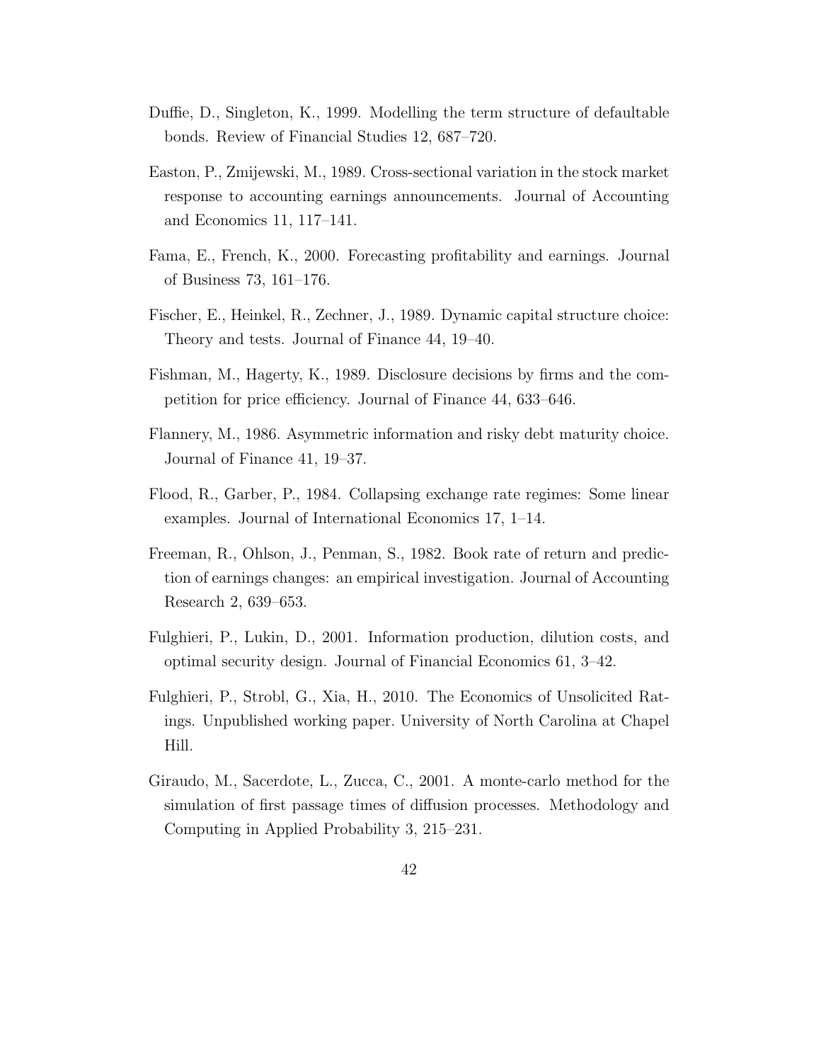Duffie, D., Singleton, K., 1999. Modelling the term structure of defaultable bonds. Review of Financial Studies 12, 687–720.

Easton, P., Zmijewski, M., 1989. Cross-sectional variation in the stock market response to accounting earnings announcements. Journal of Accounting and Economics 11, 117–141.

Fama, E., French, K., 2000. Forecasting profitability and earnings. Journal of Business 73, 161–176.

Fischer, E., Heinkel, R., Zechner, J., 1989. Dynamic capital structure choice: Theory and tests. Journal of Finance 44, 19–40.

Fishman, M., Hagerty, K., 1989. Disclosure decisions by firms and the competition for price efficiency. Journal of Finance 44, 633–646.

Flannery, M., 1986. Asymmetric information and risky debt maturity choice. Journal of Finance 41, 19–37.

Flood, R., Garber, P., 1984. Collapsing exchange rate regimes: Some linear examples. Journal of International Economics 17, 1–14.

Freeman, R., Ohlson, J., Penman, S., 1982. Book rate of return and prediction of earnings changes: an empirical investigation. Journal of Accounting Research 2, 639–653.

Fulghieri, P., Lukin, D., 2001. Information production, dilution costs, and optimal security design. Journal of Financial Economics 61, 3–42.

Fulghieri, P., Strobl, G., Xia, H., 2010. The Economics of Unsolicited Ratings. Unpublished working paper. University of North Carolina at Chapel Hill.

Giraudo, M., Sacerdote, L., Zucca, C., 2001. A monte-carlo method for the simulation of first passage times of diffusion processes. Methodology and Computing in Applied Probability 3, 215–231.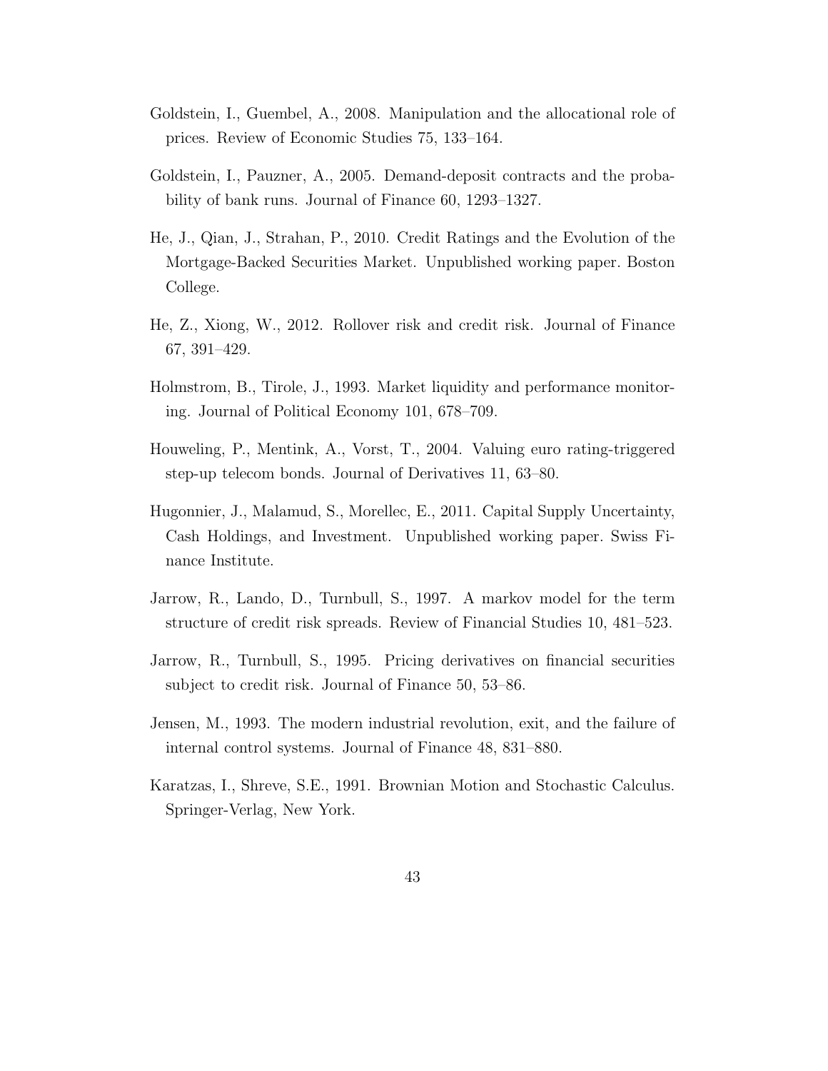Goldstein, I., Guembel, A., 2008. Manipulation and the allocational role of prices. Review of Economic Studies 75, 133–164.

Goldstein, I., Pauzner, A., 2005. Demand-deposit contracts and the probability of bank runs. Journal of Finance 60, 1293–1327.

He, J., Qian, J., Strahan, P., 2010. Credit Ratings and the Evolution of the Mortgage-Backed Securities Market. Unpublished working paper. Boston College.

He, Z., Xiong, W., 2012. Rollover risk and credit risk. Journal of Finance 67, 391–429.

Holmstrom, B., Tirole, J., 1993. Market liquidity and performance monitoring. Journal of Political Economy 101, 678–709.

Houweling, P., Mentink, A., Vorst, T., 2004. Valuing euro rating-triggered step-up telecom bonds. Journal of Derivatives 11, 63–80.

Hugonnier, J., Malamud, S., Morellec, E., 2011. Capital Supply Uncertainty, Cash Holdings, and Investment. Unpublished working paper. Swiss Finance Institute.

Jarrow, R., Lando, D., Turnbull, S., 1997. A markov model for the term structure of credit risk spreads. Review of Financial Studies 10, 481–523.

Jarrow, R., Turnbull, S., 1995. Pricing derivatives on financial securities subject to credit risk. Journal of Finance 50, 53–86.

Jensen, M., 1993. The modern industrial revolution, exit, and the failure of internal control systems. Journal of Finance 48, 831–880.

Karatzas, I., Shreve, S.E., 1991. Brownian Motion and Stochastic Calculus. Springer-Verlag, New York.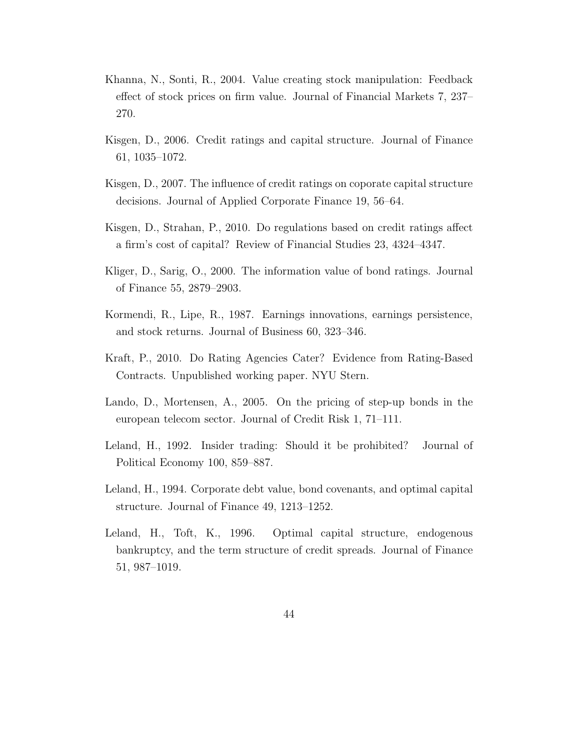Khanna, N., Sonti, R., 2004. Value creating stock manipulation: Feedback effect of stock prices on firm value. Journal of Financial Markets 7, 237–270.

Kisgen, D., 2006. Credit ratings and capital structure. Journal of Finance 61, 1035–1072.

Kisgen, D., 2007. The influence of credit ratings on coporate capital structure decisions. Journal of Applied Corporate Finance 19, 56–64.

Kisgen, D., Strahan, P., 2010. Do regulations based on credit ratings affect a firm's cost of capital? Review of Financial Studies 23, 4324–4347.

Kliger, D., Sarig, O., 2000. The information value of bond ratings. Journal of Finance 55, 2879–2903.

Kormendi, R., Lipe, R., 1987. Earnings innovations, earnings persistence, and stock returns. Journal of Business 60, 323–346.

Kraft, P., 2010. Do Rating Agencies Cater? Evidence from Rating-Based Contracts. Unpublished working paper. NYU Stern.

Lando, D., Mortensen, A., 2005. On the pricing of step-up bonds in the european telecom sector. Journal of Credit Risk 1, 71–111.

Leland, H., 1992. Insider trading: Should it be prohibited? Journal of Political Economy 100, 859–887.

Leland, H., 1994. Corporate debt value, bond covenants, and optimal capital structure. Journal of Finance 49, 1213–1252.

Leland, H., Toft, K., 1996. Optimal capital structure, endogenous bankruptcy, and the term structure of credit spreads. Journal of Finance 51, 987–1019.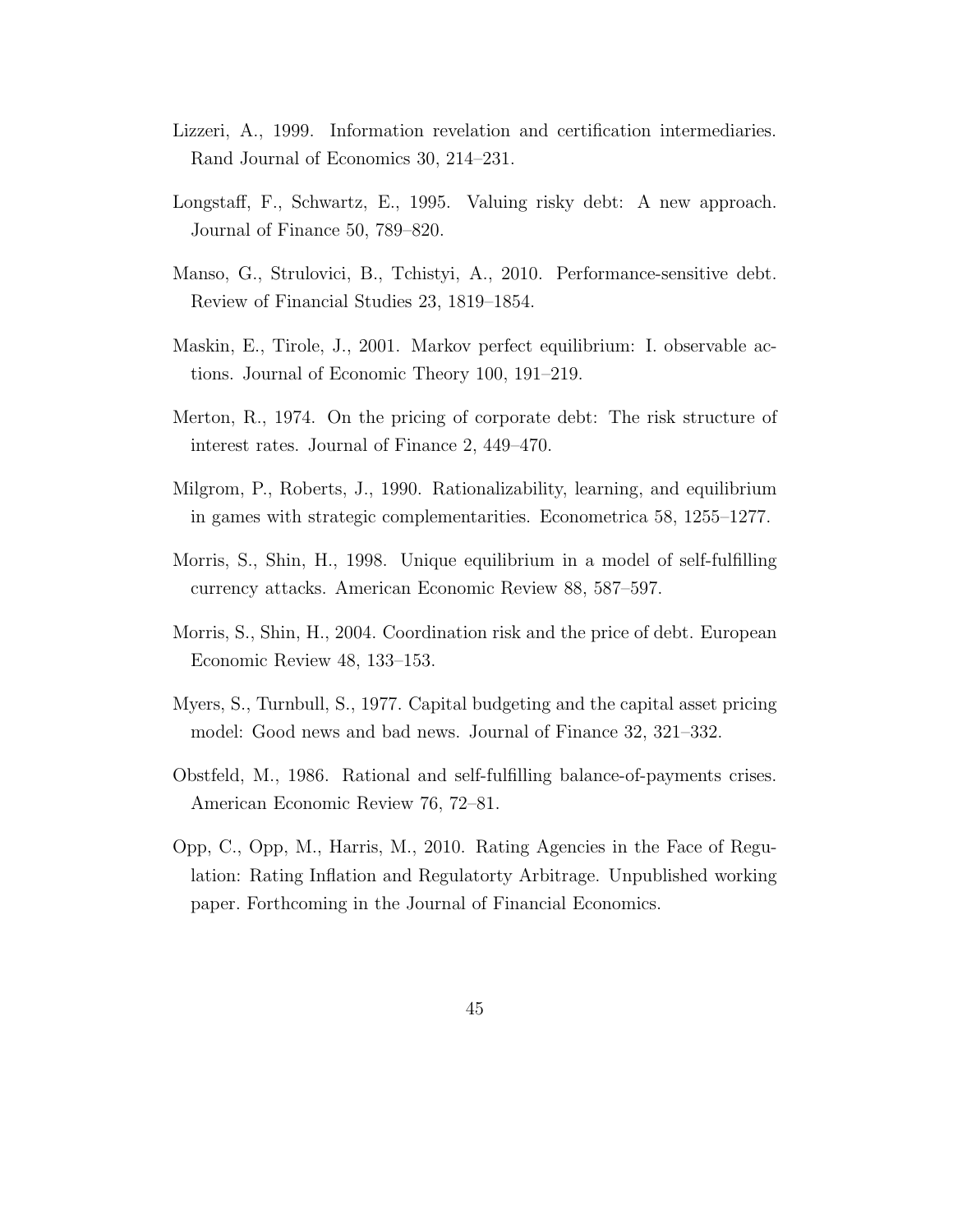Lizzeri, A., 1999. Information revelation and certification intermediaries. Rand Journal of Economics 30, 214–231.

Longstaff, F., Schwartz, E., 1995. Valuing risky debt: A new approach. Journal of Finance 50, 789–820.

Manso, G., Strulovici, B., Tchistyi, A., 2010. Performance-sensitive debt. Review of Financial Studies 23, 1819–1854.

Maskin, E., Tirole, J., 2001. Markov perfect equilibrium: I. observable actions. Journal of Economic Theory 100, 191–219.

Merton, R., 1974. On the pricing of corporate debt: The risk structure of interest rates. Journal of Finance 2, 449–470.

Milgrom, P., Roberts, J., 1990. Rationalizability, learning, and equilibrium in games with strategic complementarities. Econometrica 58, 1255–1277.

Morris, S., Shin, H., 1998. Unique equilibrium in a model of self-fulfilling currency attacks. American Economic Review 88, 587–597.

Morris, S., Shin, H., 2004. Coordination risk and the price of debt. European Economic Review 48, 133–153.

Myers, S., Turnbull, S., 1977. Capital budgeting and the capital asset pricing model: Good news and bad news. Journal of Finance 32, 321–332.

Obstfeld, M., 1986. Rational and self-fulfilling balance-of-payments crises. American Economic Review 76, 72–81.

Opp, C., Opp, M., Harris, M., 2010. Rating Agencies in the Face of Regulation: Rating Inflation and Regulatorty Arbitrage. Unpublished working paper. Forthcoming in the Journal of Financial Economics.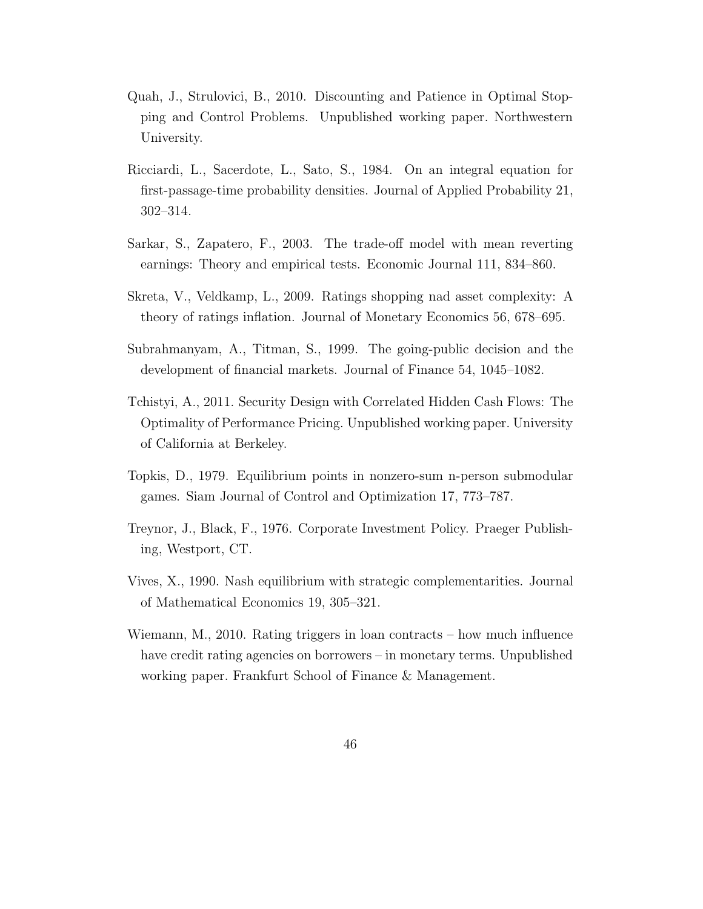Quah, J., Strulovici, B., 2010. Discounting and Patience in Optimal Stopping and Control Problems. Unpublished working paper. Northwestern University.

Ricciardi, L., Sacerdote, L., Sato, S., 1984. On an integral equation for first-passage-time probability densities. Journal of Applied Probability 21, 302–314.

Sarkar, S., Zapatero, F., 2003. The trade-off model with mean reverting earnings: Theory and empirical tests. Economic Journal 111, 834–860.

Skreta, V., Veldkamp, L., 2009. Ratings shopping nad asset complexity: A theory of ratings inflation. Journal of Monetary Economics 56, 678–695.

Subrahmanyam, A., Titman, S., 1999. The going-public decision and the development of financial markets. Journal of Finance 54, 1045–1082.

Tchistyi, A., 2011. Security Design with Correlated Hidden Cash Flows: The Optimality of Performance Pricing. Unpublished working paper. University of California at Berkeley.

Topkis, D., 1979. Equilibrium points in nonzero-sum n-person submodular games. Siam Journal of Control and Optimization 17, 773–787.

Treynor, J., Black, F., 1976. Corporate Investment Policy. Praeger Publishing, Westport, CT.

Vives, X., 1990. Nash equilibrium with strategic complementarities. Journal of Mathematical Economics 19, 305–321.

Wiemann, M., 2010. Rating triggers in loan contracts – how much influence have credit rating agencies on borrowers – in monetary terms. Unpublished working paper. Frankfurt School of Finance & Management.